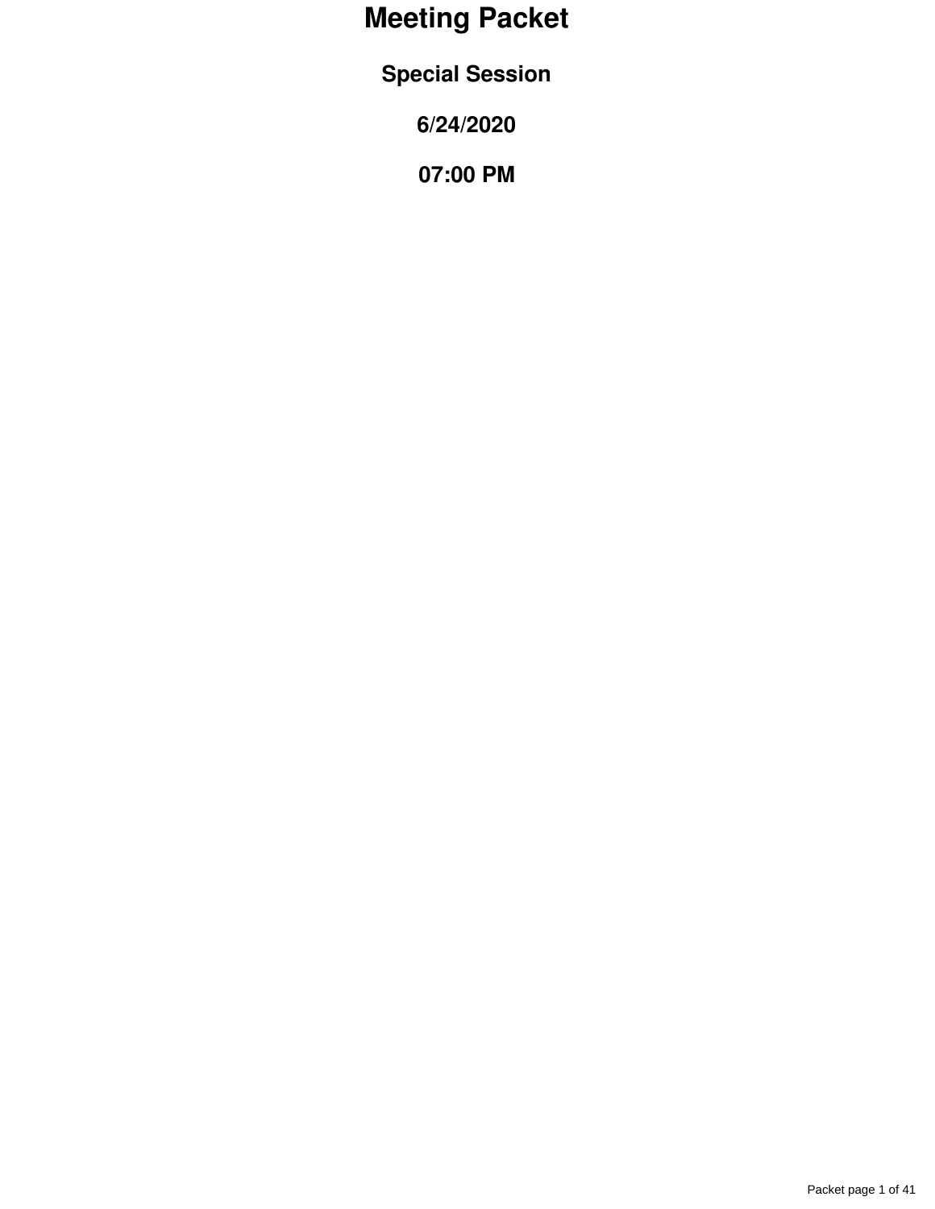# Meeting Packet

## Special Session

## 6/24/2020

## 07:00 PM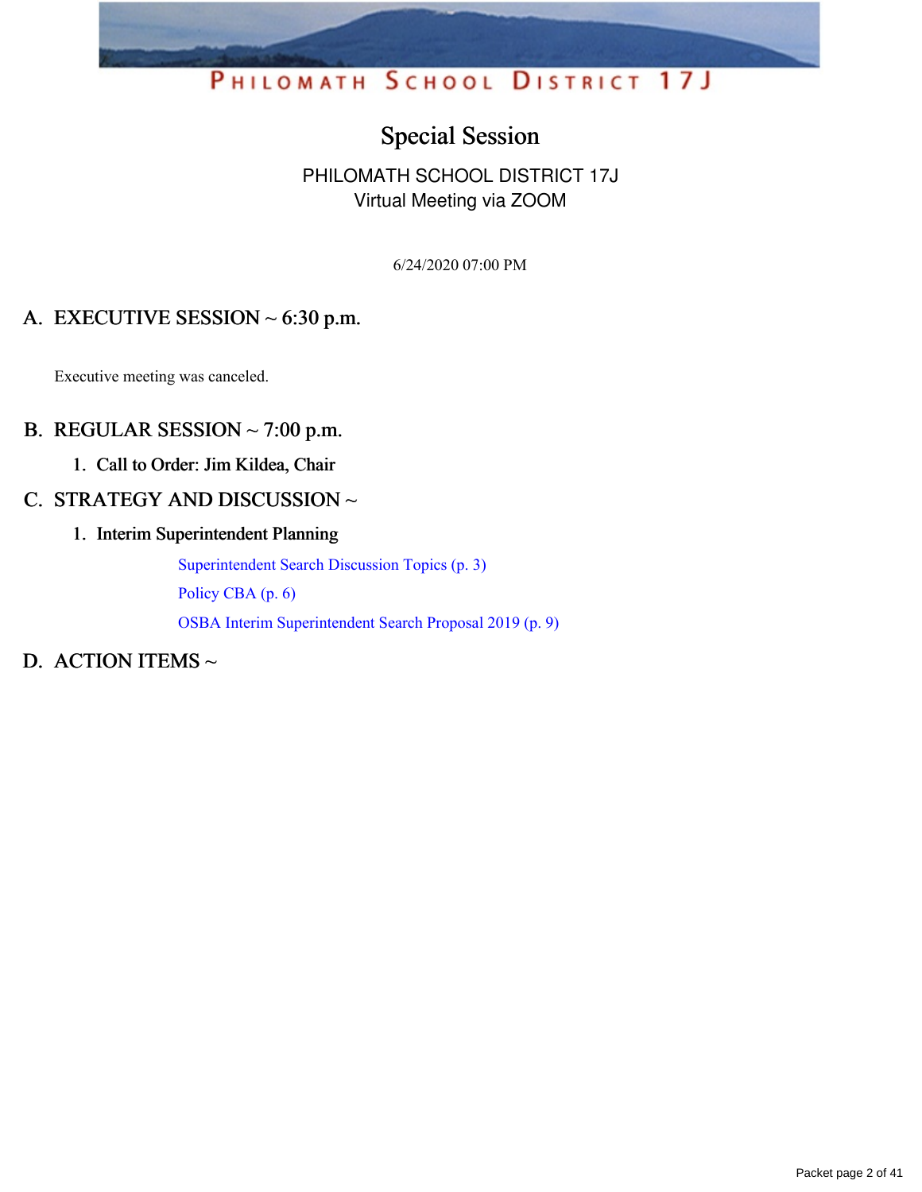# PHILOMATH SCHOOL DISTRICT 17J

## Special Session

PHILOMATH SCHOOL DISTRICT 17J
Virtual Meeting via ZOOM

6/24/2020 07:00 PM

## A. EXECUTIVE SESSION ~ 6:30 p.m.

Executive meeting was canceled.

## B. REGULAR SESSION ~ 7:00 p.m.

### 1. Call to Order: Jim Kildea, Chair

## C. STRATEGY AND DISCUSSION ~

### 1. Interim Superintendent Planning

Superintendent Search Discussion Topics (p. 3)

Policy CBA (p. 6)

OSBA Interim Superintendent Search Proposal 2019 (p. 9)

## D. ACTION ITEMS ~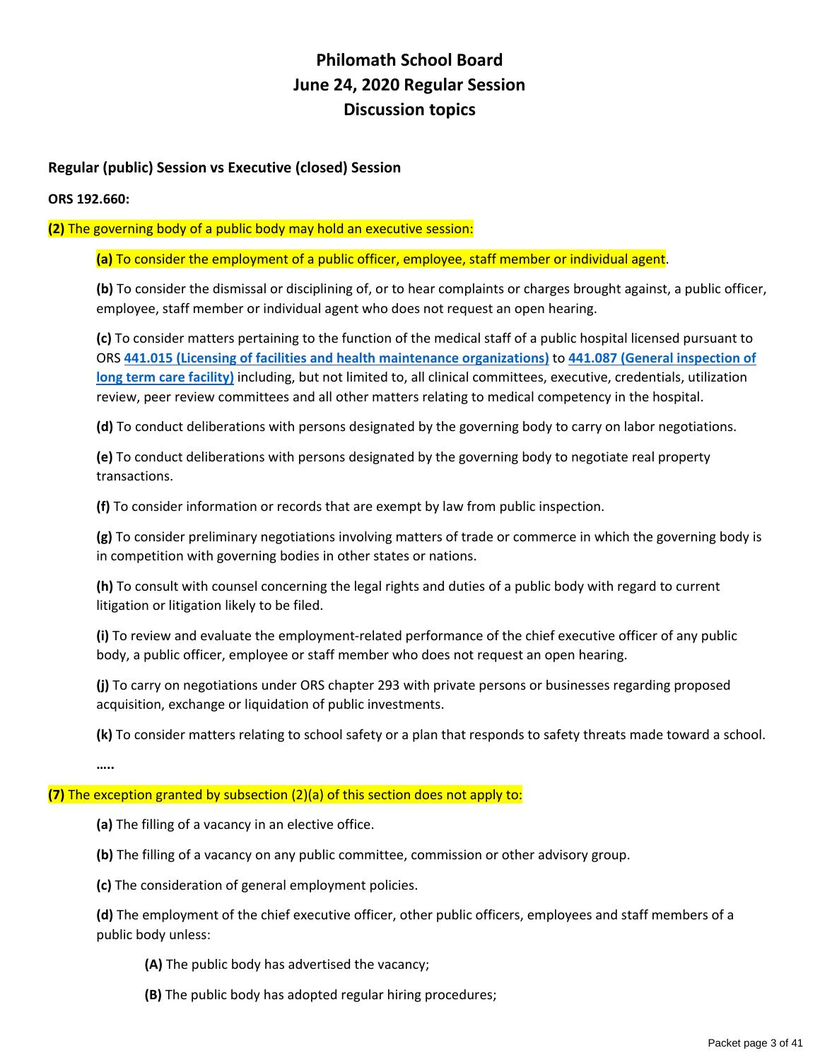# Philomath School Board
# June 24, 2020 Regular Session
# Discussion topics

**Regular (public) Session vs Executive (closed) Session**

**ORS 192.660:**

**(2)** The governing body of a public body may hold an executive session:

> **(a)** To consider the employment of a public officer, employee, staff member or individual agent.
>
> **(b)** To consider the dismissal or disciplining of, or to hear complaints or charges brought against, a public officer, employee, staff member or individual agent who does not request an open hearing.
>
> **(c)** To consider matters pertaining to the function of the medical staff of a public hospital licensed pursuant to ORS **441.015 (Licensing of facilities and health maintenance organizations)** to **441.087 (General inspection of long term care facility)** including, but not limited to, all clinical committees, executive, credentials, utilization review, peer review committees and all other matters relating to medical competency in the hospital.
>
> **(d)** To conduct deliberations with persons designated by the governing body to carry on labor negotiations.
>
> **(e)** To conduct deliberations with persons designated by the governing body to negotiate real property transactions.
>
> **(f)** To consider information or records that are exempt by law from public inspection.
>
> **(g)** To consider preliminary negotiations involving matters of trade or commerce in which the governing body is in competition with governing bodies in other states or nations.
>
> **(h)** To consult with counsel concerning the legal rights and duties of a public body with regard to current litigation or litigation likely to be filed.
>
> **(i)** To review and evaluate the employment-related performance of the chief executive officer of any public body, a public officer, employee or staff member who does not request an open hearing.
>
> **(j)** To carry on negotiations under ORS chapter 293 with private persons or businesses regarding proposed acquisition, exchange or liquidation of public investments.
>
> **(k)** To consider matters relating to school safety or a plan that responds to safety threats made toward a school.
>
> **…..**

**(7)** The exception granted by subsection (2)(a) of this section does not apply to:

> **(a)** The filling of a vacancy in an elective office.
>
> **(b)** The filling of a vacancy on any public committee, commission or other advisory group.
>
> **(c)** The consideration of general employment policies.
>
> **(d)** The employment of the chief executive officer, other public officers, employees and staff members of a public body unless:
>
> > **(A)** The public body has advertised the vacancy;
> >
> > **(B)** The public body has adopted regular hiring procedures;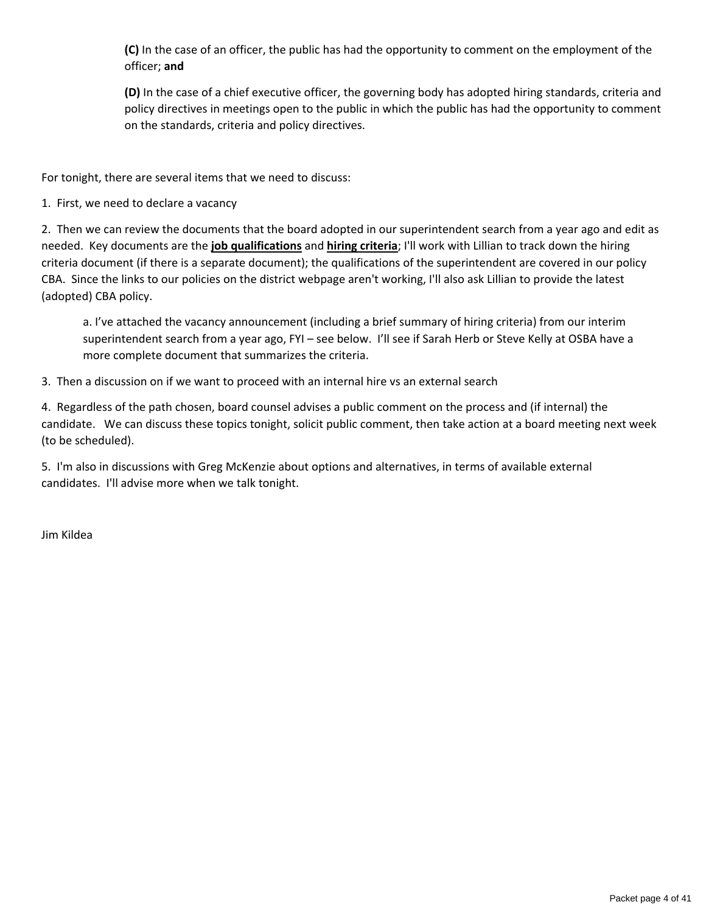**(C)** In the case of an officer, the public has had the opportunity to comment on the employment of the officer; **and**

**(D)** In the case of a chief executive officer, the governing body has adopted hiring standards, criteria and policy directives in meetings open to the public in which the public has had the opportunity to comment on the standards, criteria and policy directives.

For tonight, there are several items that we need to discuss:

1. First, we need to declare a vacancy

2. Then we can review the documents that the board adopted in our superintendent search from a year ago and edit as needed. Key documents are the **job qualifications** and **hiring criteria**; I'll work with Lillian to track down the hiring criteria document (if there is a separate document); the qualifications of the superintendent are covered in our policy CBA. Since the links to our policies on the district webpage aren't working, I'll also ask Lillian to provide the latest (adopted) CBA policy.

    a. I've attached the vacancy announcement (including a brief summary of hiring criteria) from our interim superintendent search from a year ago, FYI – see below. I'll see if Sarah Herb or Steve Kelly at OSBA have a more complete document that summarizes the criteria.

3. Then a discussion on if we want to proceed with an internal hire vs an external search

4. Regardless of the path chosen, board counsel advises a public comment on the process and (if internal) the candidate. We can discuss these topics tonight, solicit public comment, then take action at a board meeting next week (to be scheduled).

5. I'm also in discussions with Greg McKenzie about options and alternatives, in terms of available external candidates. I'll advise more when we talk tonight.

Jim Kildea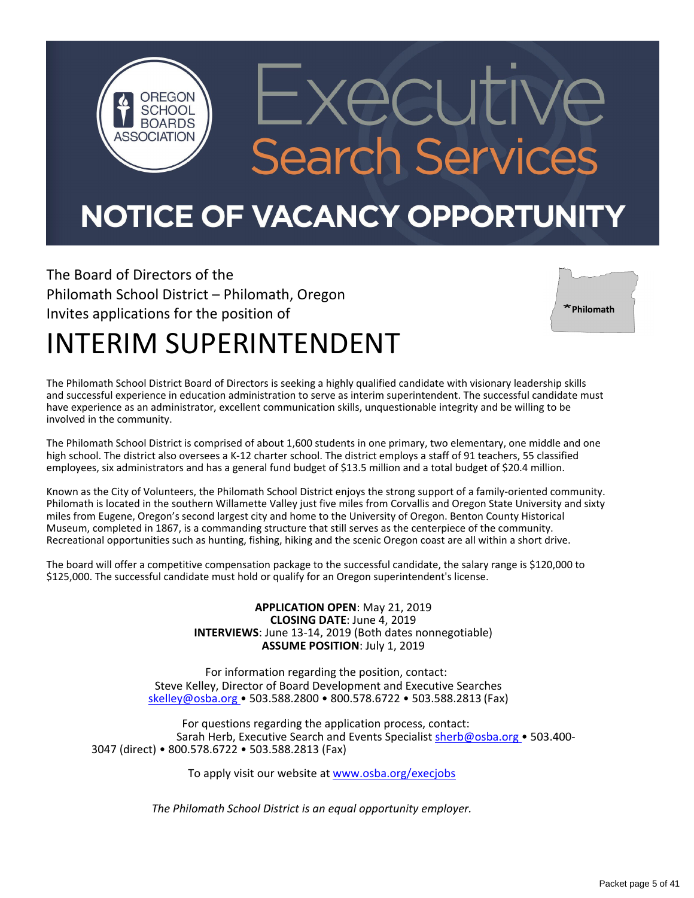OREGON SCHOOL BOARDS ASSOCIATION

# Executive Search Services

# NOTICE OF VACANCY OPPORTUNITY

The Board of Directors of the
Philomath School District – Philomath, Oregon
Invites applications for the position of

# INTERIM SUPERINTENDENT

The Philomath School District Board of Directors is seeking a highly qualified candidate with visionary leadership skills and successful experience in education administration to serve as interim superintendent. The successful candidate must have experience as an administrator, excellent communication skills, unquestionable integrity and be willing to be involved in the community.

The Philomath School District is comprised of about 1,600 students in one primary, two elementary, one middle and one high school. The district also oversees a K-12 charter school. The district employs a staff of 91 teachers, 55 classified employees, six administrators and has a general fund budget of $13.5 million and a total budget of $20.4 million.

Known as the City of Volunteers, the Philomath School District enjoys the strong support of a family-oriented community. Philomath is located in the southern Willamette Valley just five miles from Corvallis and Oregon State University and sixty miles from Eugene, Oregon's second largest city and home to the University of Oregon. Benton County Historical Museum, completed in 1867, is a commanding structure that still serves as the centerpiece of the community. Recreational opportunities such as hunting, fishing, hiking and the scenic Oregon coast are all within a short drive.

The board will offer a competitive compensation package to the successful candidate, the salary range is $120,000 to $125,000. The successful candidate must hold or qualify for an Oregon superintendent's license.

**APPLICATION OPEN**: May 21, 2019
**CLOSING DATE**: June 4, 2019
**INTERVIEWS**: June 13-14, 2019 (Both dates nonnegotiable)
**ASSUME POSITION**: July 1, 2019

For information regarding the position, contact:
Steve Kelley, Director of Board Development and Executive Searches
skelley@osba.org • 503.588.2800 • 800.578.6722 • 503.588.2813 (Fax)

For questions regarding the application process, contact:
Sarah Herb, Executive Search and Events Specialist sherb@osba.org • 503.400-3047 (direct) • 800.578.6722 • 503.588.2813 (Fax)

To apply visit our website at www.osba.org/execjobs

*The Philomath School District is an equal opportunity employer.*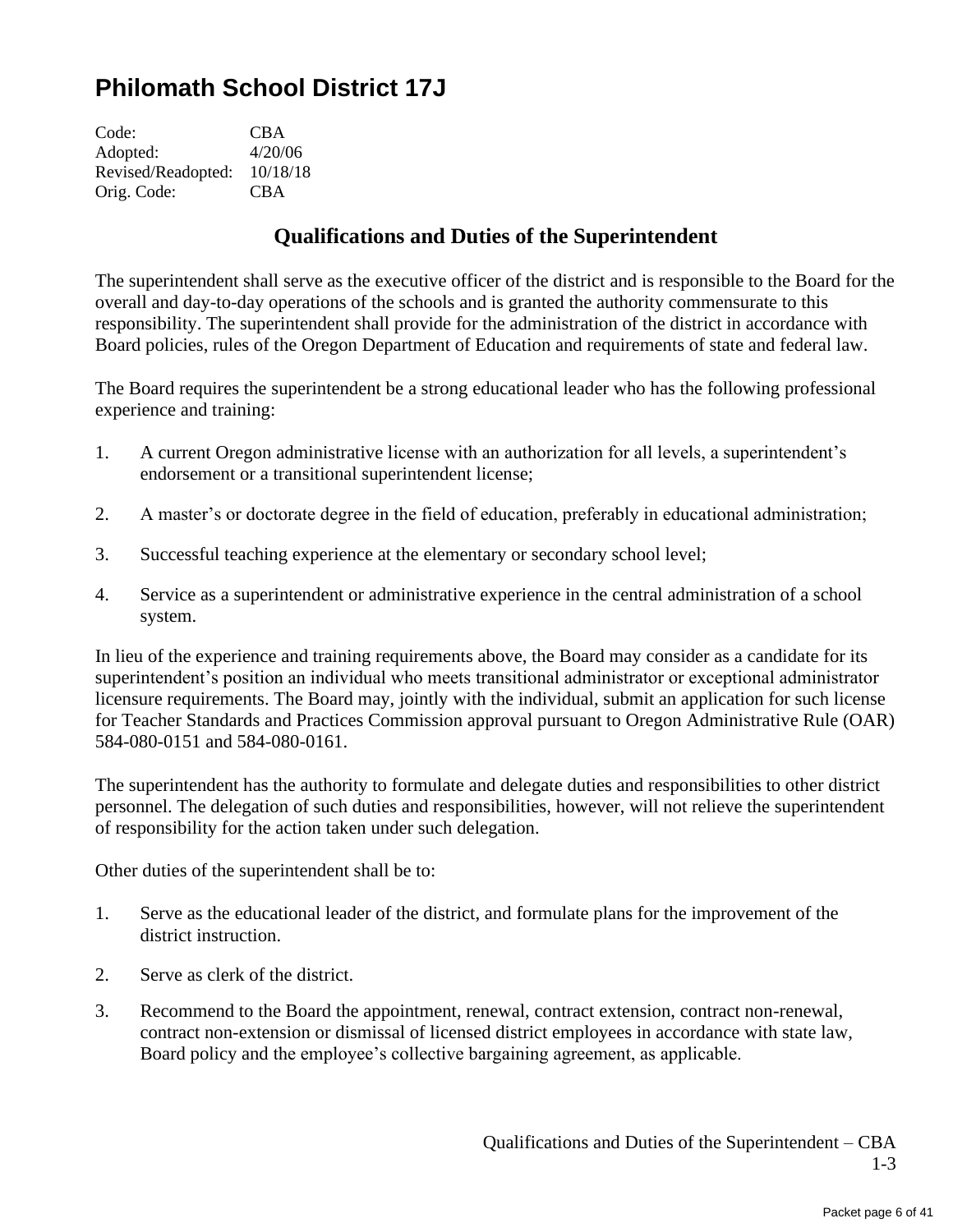# Philomath School District 17J

Code: CBA
Adopted: 4/20/06
Revised/Readopted: 10/18/18
Orig. Code: CBA

## Qualifications and Duties of the Superintendent

The superintendent shall serve as the executive officer of the district and is responsible to the Board for the overall and day-to-day operations of the schools and is granted the authority commensurate to this responsibility. The superintendent shall provide for the administration of the district in accordance with Board policies, rules of the Oregon Department of Education and requirements of state and federal law.

The Board requires the superintendent be a strong educational leader who has the following professional experience and training:

1. A current Oregon administrative license with an authorization for all levels, a superintendent's endorsement or a transitional superintendent license;

2. A master's or doctorate degree in the field of education, preferably in educational administration;

3. Successful teaching experience at the elementary or secondary school level;

4. Service as a superintendent or administrative experience in the central administration of a school system.

In lieu of the experience and training requirements above, the Board may consider as a candidate for its superintendent's position an individual who meets transitional administrator or exceptional administrator licensure requirements. The Board may, jointly with the individual, submit an application for such license for Teacher Standards and Practices Commission approval pursuant to Oregon Administrative Rule (OAR) 584-080-0151 and 584-080-0161.

The superintendent has the authority to formulate and delegate duties and responsibilities to other district personnel. The delegation of such duties and responsibilities, however, will not relieve the superintendent of responsibility for the action taken under such delegation.

Other duties of the superintendent shall be to:

1. Serve as the educational leader of the district, and formulate plans for the improvement of the district instruction.

2. Serve as clerk of the district.

3. Recommend to the Board the appointment, renewal, contract extension, contract non-renewal, contract non-extension or dismissal of licensed district employees in accordance with state law, Board policy and the employee's collective bargaining agreement, as applicable.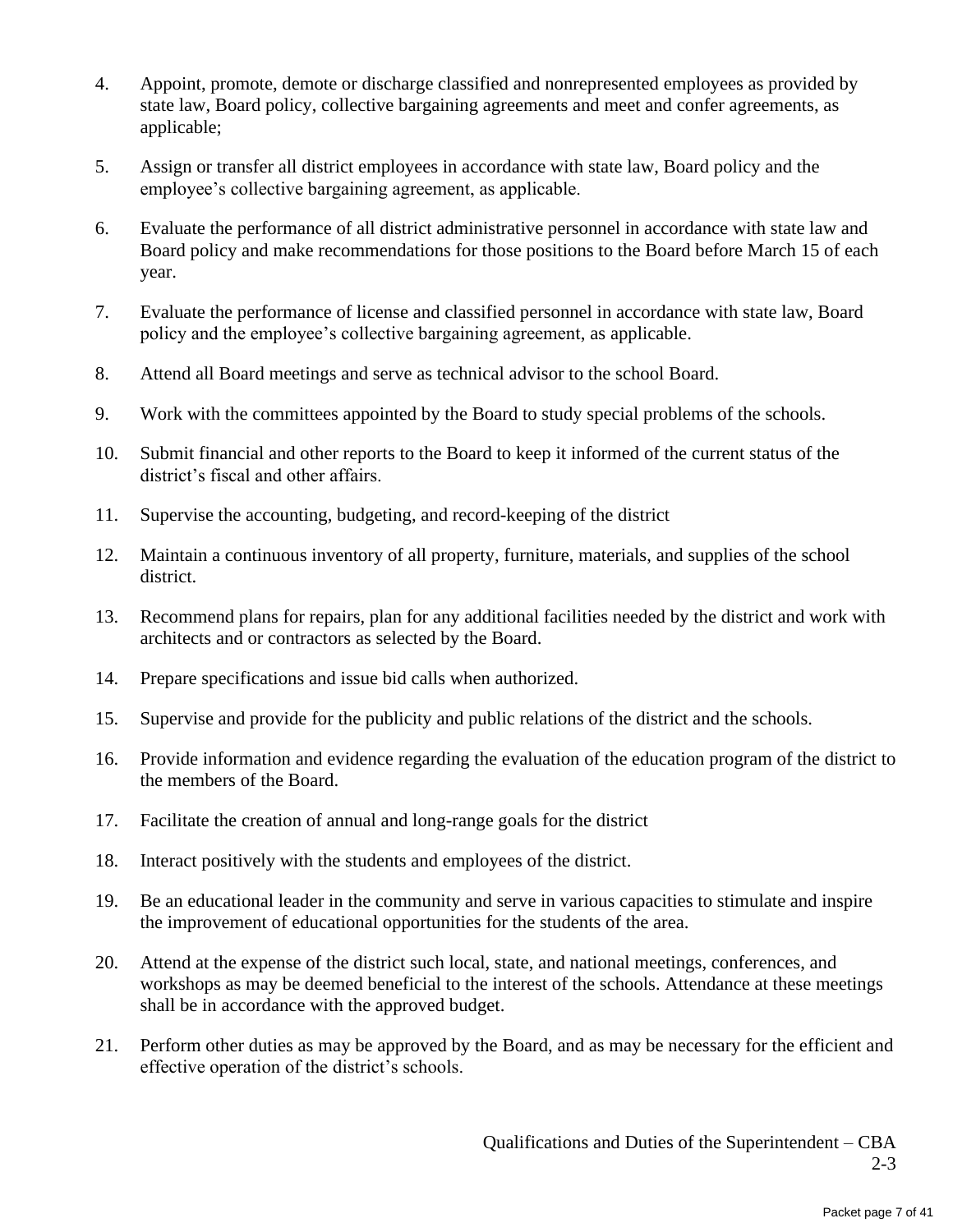4. Appoint, promote, demote or discharge classified and nonrepresented employees as provided by state law, Board policy, collective bargaining agreements and meet and confer agreements, as applicable;

5. Assign or transfer all district employees in accordance with state law, Board policy and the employee's collective bargaining agreement, as applicable.

6. Evaluate the performance of all district administrative personnel in accordance with state law and Board policy and make recommendations for those positions to the Board before March 15 of each year.

7. Evaluate the performance of license and classified personnel in accordance with state law, Board policy and the employee's collective bargaining agreement, as applicable.

8. Attend all Board meetings and serve as technical advisor to the school Board.

9. Work with the committees appointed by the Board to study special problems of the schools.

10. Submit financial and other reports to the Board to keep it informed of the current status of the district's fiscal and other affairs.

11. Supervise the accounting, budgeting, and record-keeping of the district

12. Maintain a continuous inventory of all property, furniture, materials, and supplies of the school district.

13. Recommend plans for repairs, plan for any additional facilities needed by the district and work with architects and or contractors as selected by the Board.

14. Prepare specifications and issue bid calls when authorized.

15. Supervise and provide for the publicity and public relations of the district and the schools.

16. Provide information and evidence regarding the evaluation of the education program of the district to the members of the Board.

17. Facilitate the creation of annual and long-range goals for the district

18. Interact positively with the students and employees of the district.

19. Be an educational leader in the community and serve in various capacities to stimulate and inspire the improvement of educational opportunities for the students of the area.

20. Attend at the expense of the district such local, state, and national meetings, conferences, and workshops as may be deemed beneficial to the interest of the schools. Attendance at these meetings shall be in accordance with the approved budget.

21. Perform other duties as may be approved by the Board, and as may be necessary for the efficient and effective operation of the district's schools.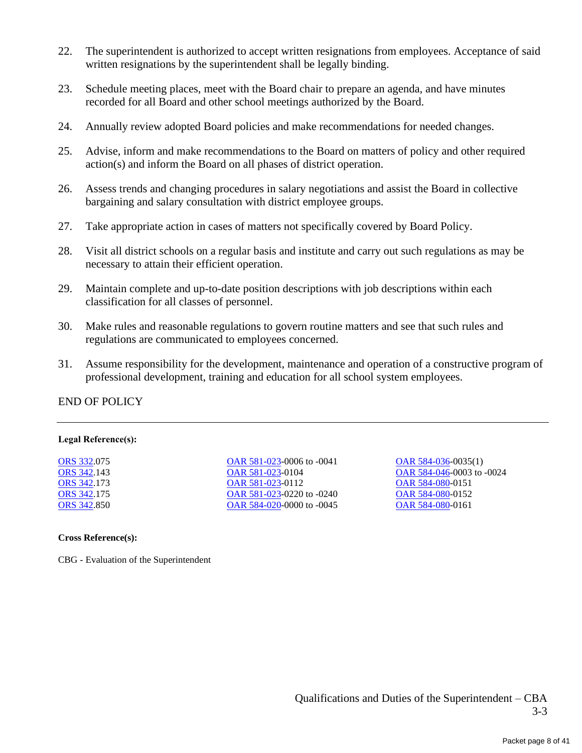22. The superintendent is authorized to accept written resignations from employees. Acceptance of said written resignations by the superintendent shall be legally binding.

23. Schedule meeting places, meet with the Board chair to prepare an agenda, and have minutes recorded for all Board and other school meetings authorized by the Board.

24. Annually review adopted Board policies and make recommendations for needed changes.

25. Advise, inform and make recommendations to the Board on matters of policy and other required action(s) and inform the Board on all phases of district operation.

26. Assess trends and changing procedures in salary negotiations and assist the Board in collective bargaining and salary consultation with district employee groups.

27. Take appropriate action in cases of matters not specifically covered by Board Policy.

28. Visit all district schools on a regular basis and institute and carry out such regulations as may be necessary to attain their efficient operation.

29. Maintain complete and up-to-date position descriptions with job descriptions within each classification for all classes of personnel.

30. Make rules and reasonable regulations to govern routine matters and see that such rules and regulations are communicated to employees concerned.

31. Assume responsibility for the development, maintenance and operation of a constructive program of professional development, training and education for all school system employees.

END OF POLICY

---

**Legal Reference(s):**

| | | |
|---|---|---|
| ORS 332.075 | OAR 581-023-0006 to -0041 | OAR 584-036-0035(1) |
| ORS 342.143 | OAR 581-023-0104 | OAR 584-046-0003 to -0024 |
| ORS 342.173 | OAR 581-023-0112 | OAR 584-080-0151 |
| ORS 342.175 | OAR 581-023-0220 to -0240 | OAR 584-080-0152 |
| ORS 342.850 | OAR 584-020-0000 to -0045 | OAR 584-080-0161 |

**Cross Reference(s):**

CBG - Evaluation of the Superintendent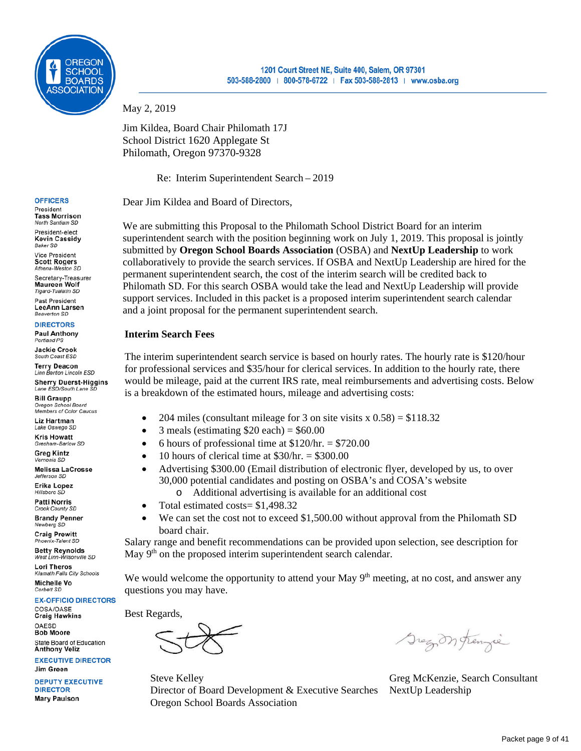OREGON SCHOOL BOARDS ASSOCIATION

1201 Court Street NE, Suite 400, Salem, OR 97301
503-588-2800 | 800-578-6722 | Fax 503-588-2813 | www.osba.org

**OFFICERS**

President
**Tass Morrison**
*North Santiam SD*

President-elect
**Kevin Cassidy**
*Baker SD*

Vice President
**Scott Rogers**
*Athena-Weston SD*

Secretary-Treasurer
**Maureen Wolf**
*Tigard-Tualatin SD*

Past President
**LeeAnn Larsen**
*Beaverton SD*

**DIRECTORS**

**Paul Anthony**
*Portland PS*

**Jackie Crook**
*South Coast ESD*

**Terry Deacon**
*Linn Benton Lincoln ESD*

**Sherry Duerst-Higgins**
*Lane ESD/South Lane SD*

**Bill Graupp**
*Oregon School Board Members of Color Caucus*

**Liz Hartman**
*Lake Oswego SD*

**Kris Howatt**
*Gresham-Barlow SD*

**Greg Kintz**
*Vernonia SD*

**Melissa LaCrosse**
*Jefferson SD*

**Erika Lopez**
*Hillsboro SD*

**Patti Norris**
*Crook County SD*

**Brandy Penner**
*Newberg SD*

**Craig Prewitt**
*Phoenix-Talent SD*

**Betty Reynolds**
*West Linn-Wilsonville SD*

**Lori Theros**
*Klamath Falls City Schools*

**Michelle Vo**
*Corbett SD*

**EX-OFFICIO DIRECTORS**

COSA/OASE
**Craig Hawkins**

OAESD
**Bob Moore**

State Board of Education
**Anthony Veliz**

**EXECUTIVE DIRECTOR**
**Jim Green**

**DEPUTY EXECUTIVE DIRECTOR**
**Mary Paulson**

May 2, 2019

Jim Kildea, Board Chair Philomath 17J
School District 1620 Applegate St
Philomath, Oregon 97370-9328

Re: Interim Superintendent Search – 2019

Dear Jim Kildea and Board of Directors,

We are submitting this Proposal to the Philomath School District Board for an interim superintendent search with the position beginning work on July 1, 2019. This proposal is jointly submitted by **Oregon School Boards Association** (OSBA) and **NextUp Leadership** to work collaboratively to provide the search services. If OSBA and NextUp Leadership are hired for the permanent superintendent search, the cost of the interim search will be credited back to Philomath SD. For this search OSBA would take the lead and NextUp Leadership will provide support services. Included in this packet is a proposed interim superintendent search calendar and a joint proposal for the permanent superintendent search.

## Interim Search Fees

The interim superintendent search service is based on hourly rates. The hourly rate is $120/hour for professional services and $35/hour for clerical services. In addition to the hourly rate, there would be mileage, paid at the current IRS rate, meal reimbursements and advertising costs. Below is a breakdown of the estimated hours, mileage and advertising costs:

- 204 miles (consultant mileage for 3 on site visits x 0.58) = $118.32
- 3 meals (estimating $20 each) = $60.00
- 6 hours of professional time at $120/hr. = $720.00
- 10 hours of clerical time at $30/hr. = $300.00
- Advertising $300.00 (Email distribution of electronic flyer, developed by us, to over 30,000 potential candidates and posting on OSBA's and COSA's website
  - Additional advertising is available for an additional cost
- Total estimated costs= $1,498.32
- We can set the cost not to exceed $1,500.00 without approval from the Philomath SD board chair.

Salary range and benefit recommendations can be provided upon selection, see description for May 9th on the proposed interim superintendent search calendar.

We would welcome the opportunity to attend your May 9th meeting, at no cost, and answer any questions you may have.

Best Regards,

Steve Kelley
Director of Board Development & Executive Searches
Oregon School Boards Association

Greg McKenzie, Search Consultant
NextUp Leadership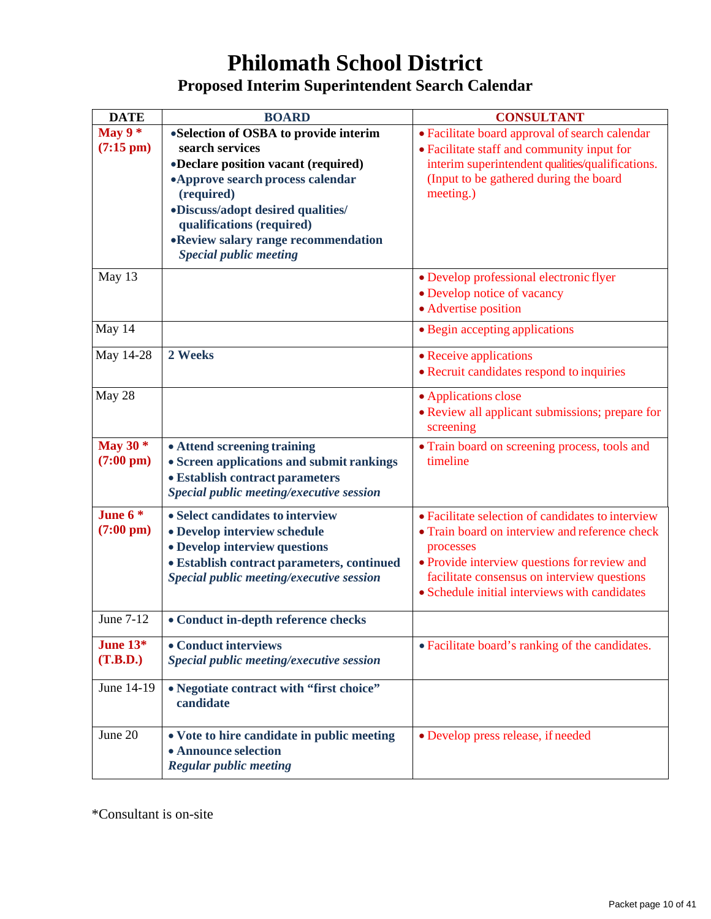# Philomath School District

## Proposed Interim Superintendent Search Calendar

| DATE | BOARD | CONSULTANT |
|---|---|---|
| **May 9 \*** **(7:15 pm)** | • **Selection of OSBA to provide interim search services**<br>• **Declare position vacant (required)**<br>• **Approve search process calendar (required)**<br>• **Discuss/adopt desired qualities/ qualifications (required)**<br>• **Review salary range recommendation**<br>***Special public meeting*** | • Facilitate board approval of search calendar<br>• Facilitate staff and community input for interim superintendent qualities/qualifications. (Input to be gathered during the board meeting.) |
| May 13 | | • Develop professional electronic flyer<br>• Develop notice of vacancy<br>• Advertise position |
| May 14 | | • Begin accepting applications |
| May 14-28 | **2 Weeks** | • Receive applications<br>• Recruit candidates respond to inquiries |
| May 28 | | • Applications close<br>• Review all applicant submissions; prepare for screening |
| **May 30 \*** **(7:00 pm)** | • **Attend screening training**<br>• **Screen applications and submit rankings**<br>• **Establish contract parameters**<br>***Special public meeting/executive session*** | • Train board on screening process, tools and timeline |
| **June 6 \*** **(7:00 pm)** | • **Select candidates to interview**<br>• **Develop interview schedule**<br>• **Develop interview questions**<br>• **Establish contract parameters, continued**<br>***Special public meeting/executive session*** | • Facilitate selection of candidates to interview<br>• Train board on interview and reference check processes<br>• Provide interview questions for review and facilitate consensus on interview questions<br>• Schedule initial interviews with candidates |
| June 7-12 | • **Conduct in-depth reference checks** | |
| **June 13\*** **(T.B.D.)** | • **Conduct interviews**<br>***Special public meeting/executive session*** | • Facilitate board's ranking of the candidates. |
| June 14-19 | • **Negotiate contract with "first choice" candidate** | |
| June 20 | • **Vote to hire candidate in public meeting**<br>• **Announce selection**<br>***Regular public meeting*** | • Develop press release, if needed |

\*Consultant is on-site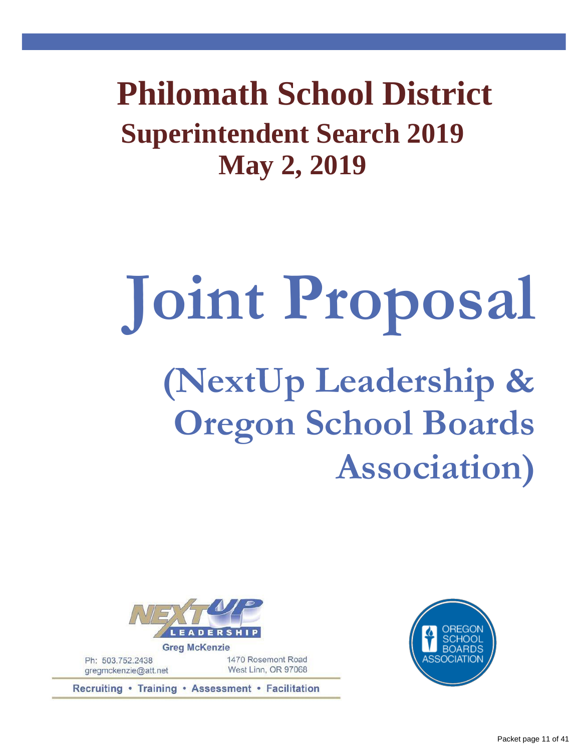# Philomath School District

## Superintendent Search 2019

## May 2, 2019

# Joint Proposal

## (NextUp Leadership & Oregon School Boards Association)

NEXT UP LEADERSHIP

Greg McKenzie

Ph: 503.752.2438
gregmckenzie@att.net

1470 Rosemont Road
West Linn, OR 97068

Recruiting • Training • Assessment • Facilitation

OREGON SCHOOL BOARDS ASSOCIATION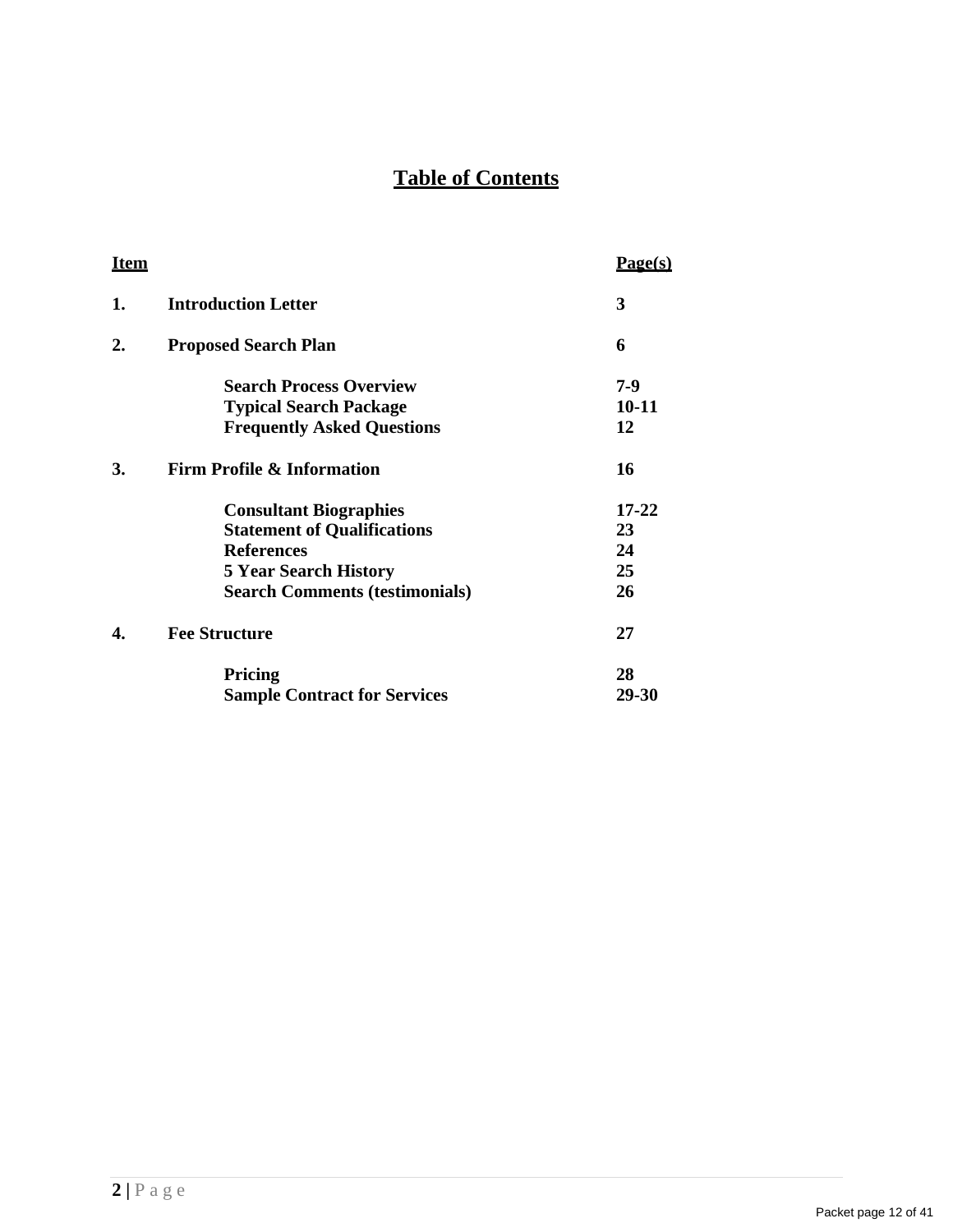# Table of Contents

| Item | | Page(s) |
|---|---|---|
| 1. | **Introduction Letter** | 3 |
| 2. | **Proposed Search Plan** | 6 |
| | Search Process Overview | 7-9 |
| | Typical Search Package | 10-11 |
| | Frequently Asked Questions | 12 |
| 3. | **Firm Profile & Information** | 16 |
| | Consultant Biographies | 17-22 |
| | Statement of Qualifications | 23 |
| | References | 24 |
| | 5 Year Search History | 25 |
| | Search Comments (testimonials) | 26 |
| 4. | **Fee Structure** | 27 |
| | Pricing | 28 |
| | Sample Contract for Services | 29-30 |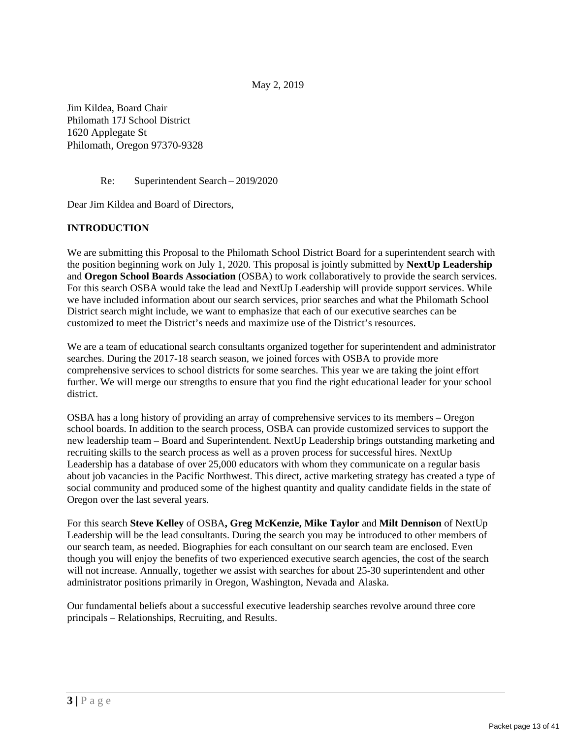May 2, 2019

Jim Kildea, Board Chair
Philomath 17J School District
1620 Applegate St
Philomath, Oregon 97370-9328

Re: Superintendent Search – 2019/2020

Dear Jim Kildea and Board of Directors,

**INTRODUCTION**

We are submitting this Proposal to the Philomath School District Board for a superintendent search with the position beginning work on July 1, 2020. This proposal is jointly submitted by **NextUp Leadership** and **Oregon School Boards Association** (OSBA) to work collaboratively to provide the search services. For this search OSBA would take the lead and NextUp Leadership will provide support services. While we have included information about our search services, prior searches and what the Philomath School District search might include, we want to emphasize that each of our executive searches can be customized to meet the District's needs and maximize use of the District's resources.

We are a team of educational search consultants organized together for superintendent and administrator searches. During the 2017-18 search season, we joined forces with OSBA to provide more comprehensive services to school districts for some searches. This year we are taking the joint effort further. We will merge our strengths to ensure that you find the right educational leader for your school district.

OSBA has a long history of providing an array of comprehensive services to its members – Oregon school boards. In addition to the search process, OSBA can provide customized services to support the new leadership team – Board and Superintendent. NextUp Leadership brings outstanding marketing and recruiting skills to the search process as well as a proven process for successful hires. NextUp Leadership has a database of over 25,000 educators with whom they communicate on a regular basis about job vacancies in the Pacific Northwest. This direct, active marketing strategy has created a type of social community and produced some of the highest quantity and quality candidate fields in the state of Oregon over the last several years.

For this search **Steve Kelley** of OSBA**, Greg McKenzie, Mike Taylor** and **Milt Dennison** of NextUp Leadership will be the lead consultants. During the search you may be introduced to other members of our search team, as needed. Biographies for each consultant on our search team are enclosed. Even though you will enjoy the benefits of two experienced executive search agencies, the cost of the search will not increase. Annually, together we assist with searches for about 25-30 superintendent and other administrator positions primarily in Oregon, Washington, Nevada and Alaska.

Our fundamental beliefs about a successful executive leadership searches revolve around three core principals – Relationships, Recruiting, and Results.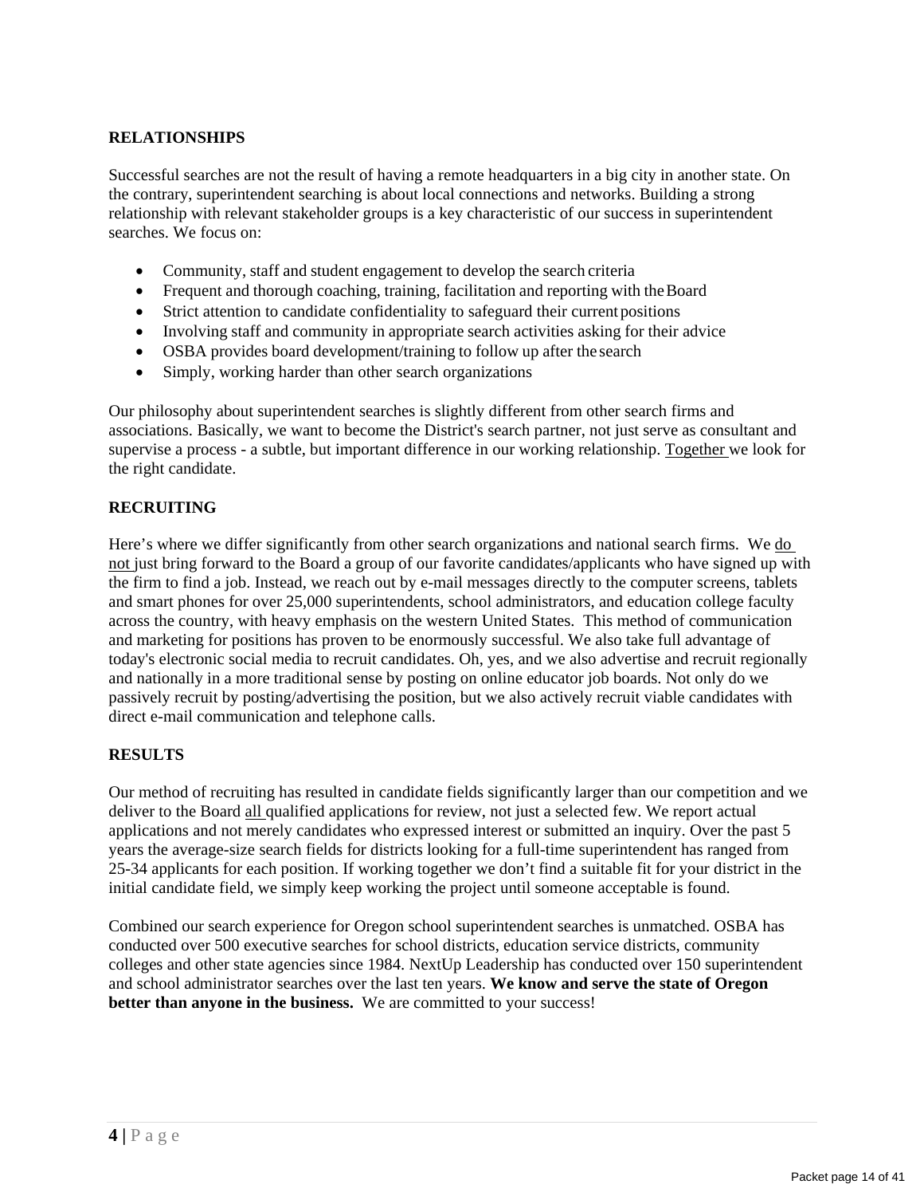## RELATIONSHIPS

Successful searches are not the result of having a remote headquarters in a big city in another state. On the contrary, superintendent searching is about local connections and networks. Building a strong relationship with relevant stakeholder groups is a key characteristic of our success in superintendent searches. We focus on:

- Community, staff and student engagement to develop the search criteria
- Frequent and thorough coaching, training, facilitation and reporting with the Board
- Strict attention to candidate confidentiality to safeguard their current positions
- Involving staff and community in appropriate search activities asking for their advice
- OSBA provides board development/training to follow up after the search
- Simply, working harder than other search organizations

Our philosophy about superintendent searches is slightly different from other search firms and associations. Basically, we want to become the District's search partner, not just serve as consultant and supervise a process - a subtle, but important difference in our working relationship. <u>Together</u> we look for the right candidate.

## RECRUITING

Here's where we differ significantly from other search organizations and national search firms. We <u>do not</u> just bring forward to the Board a group of our favorite candidates/applicants who have signed up with the firm to find a job. Instead, we reach out by e-mail messages directly to the computer screens, tablets and smart phones for over 25,000 superintendents, school administrators, and education college faculty across the country, with heavy emphasis on the western United States. This method of communication and marketing for positions has proven to be enormously successful. We also take full advantage of today's electronic social media to recruit candidates. Oh, yes, and we also advertise and recruit regionally and nationally in a more traditional sense by posting on online educator job boards. Not only do we passively recruit by posting/advertising the position, but we also actively recruit viable candidates with direct e-mail communication and telephone calls.

## RESULTS

Our method of recruiting has resulted in candidate fields significantly larger than our competition and we deliver to the Board <u>all</u> qualified applications for review, not just a selected few. We report actual applications and not merely candidates who expressed interest or submitted an inquiry. Over the past 5 years the average-size search fields for districts looking for a full-time superintendent has ranged from 25-34 applicants for each position. If working together we don't find a suitable fit for your district in the initial candidate field, we simply keep working the project until someone acceptable is found.

Combined our search experience for Oregon school superintendent searches is unmatched. OSBA has conducted over 500 executive searches for school districts, education service districts, community colleges and other state agencies since 1984. NextUp Leadership has conducted over 150 superintendent and school administrator searches over the last ten years. **We know and serve the state of Oregon better than anyone in the business.** We are committed to your success!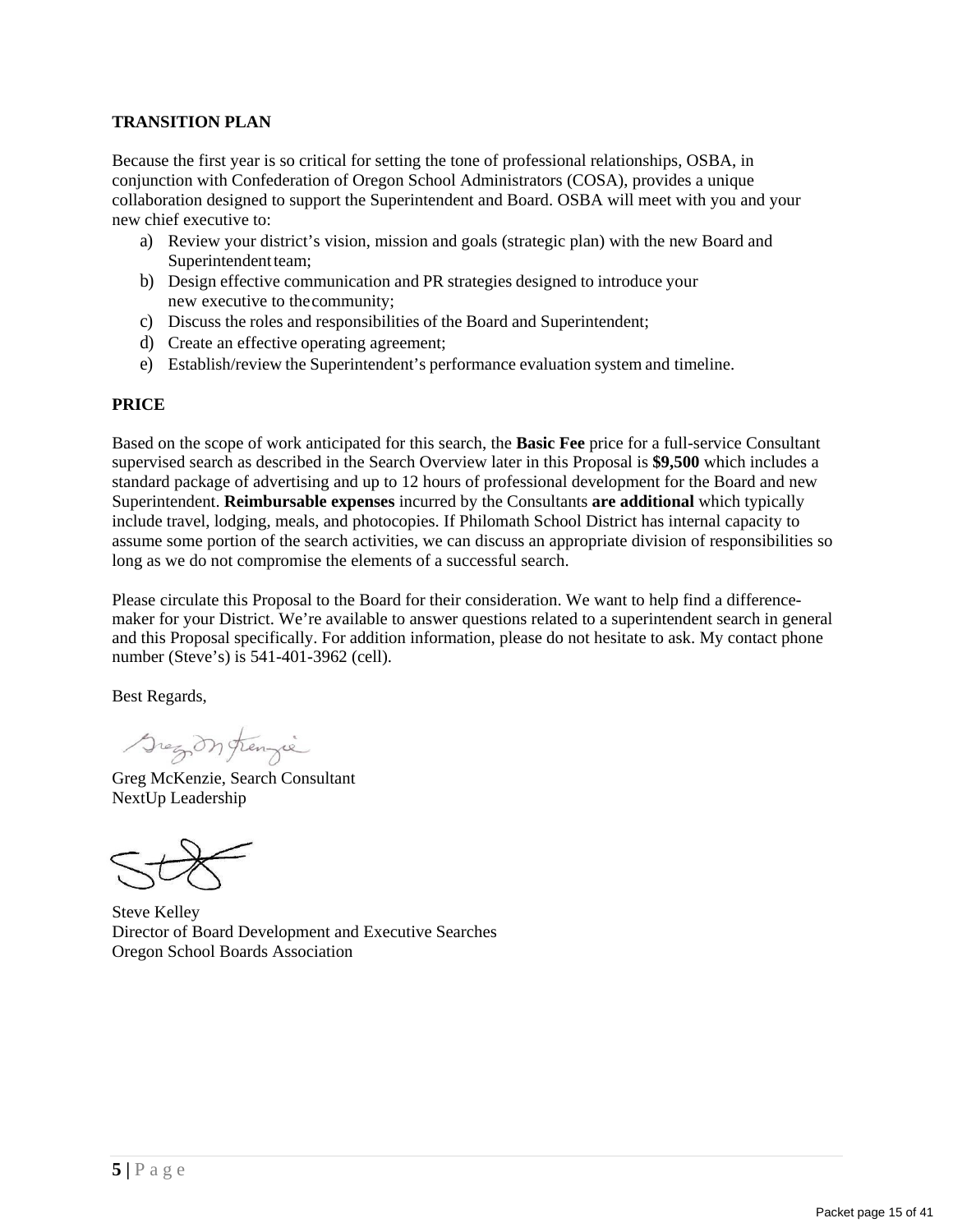**TRANSITION PLAN**

Because the first year is so critical for setting the tone of professional relationships, OSBA, in conjunction with Confederation of Oregon School Administrators (COSA), provides a unique collaboration designed to support the Superintendent and Board. OSBA will meet with you and your new chief executive to:

a) Review your district's vision, mission and goals (strategic plan) with the new Board and Superintendent team;
b) Design effective communication and PR strategies designed to introduce your new executive to the community;
c) Discuss the roles and responsibilities of the Board and Superintendent;
d) Create an effective operating agreement;
e) Establish/review the Superintendent's performance evaluation system and timeline.

**PRICE**

Based on the scope of work anticipated for this search, the **Basic Fee** price for a full-service Consultant supervised search as described in the Search Overview later in this Proposal is **$9,500** which includes a standard package of advertising and up to 12 hours of professional development for the Board and new Superintendent. **Reimbursable expenses** incurred by the Consultants **are additional** which typically include travel, lodging, meals, and photocopies. If Philomath School District has internal capacity to assume some portion of the search activities, we can discuss an appropriate division of responsibilities so long as we do not compromise the elements of a successful search.

Please circulate this Proposal to the Board for their consideration. We want to help find a difference-maker for your District. We're available to answer questions related to a superintendent search in general and this Proposal specifically. For addition information, please do not hesitate to ask. My contact phone number (Steve's) is 541-401-3962 (cell).

Best Regards,

Greg McKenzie, Search Consultant
NextUp Leadership

Steve Kelley
Director of Board Development and Executive Searches
Oregon School Boards Association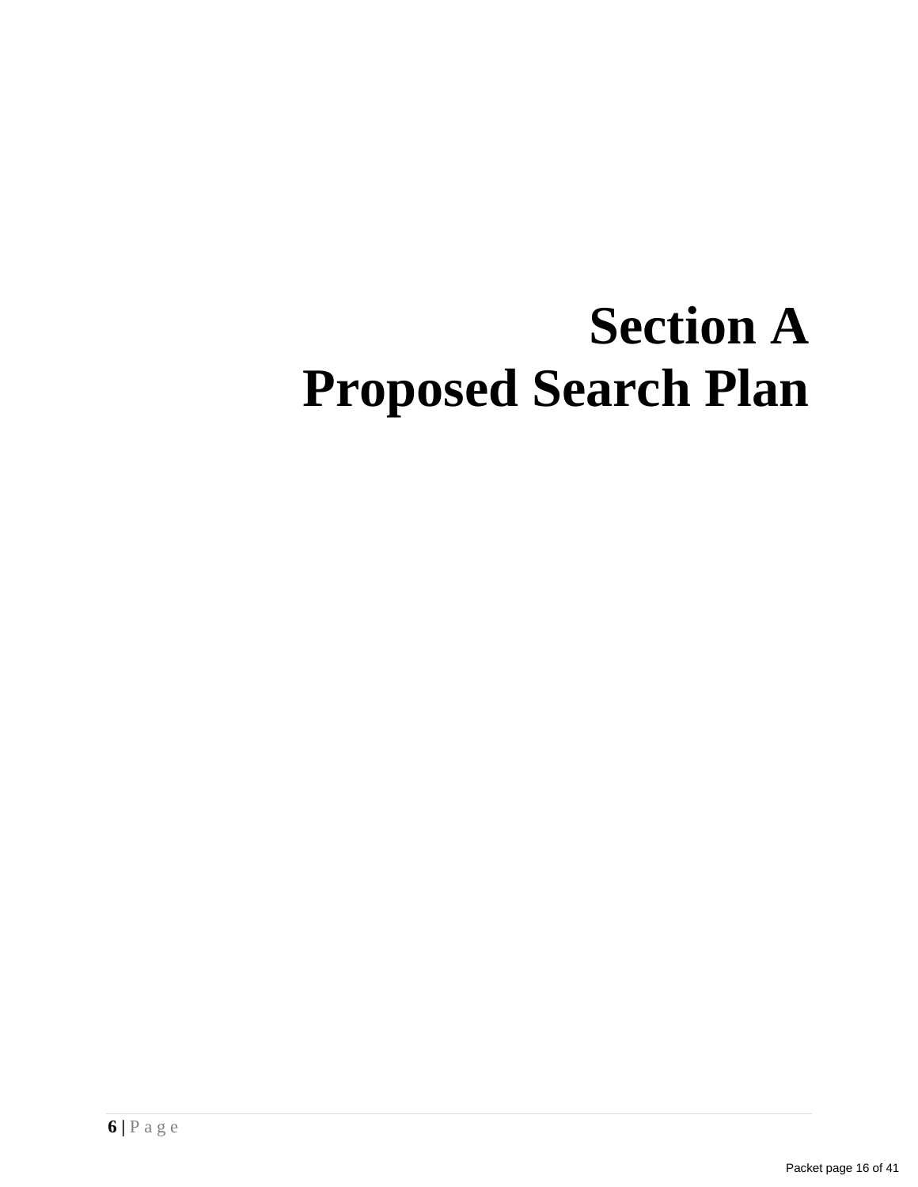# Section A
# Proposed Search Plan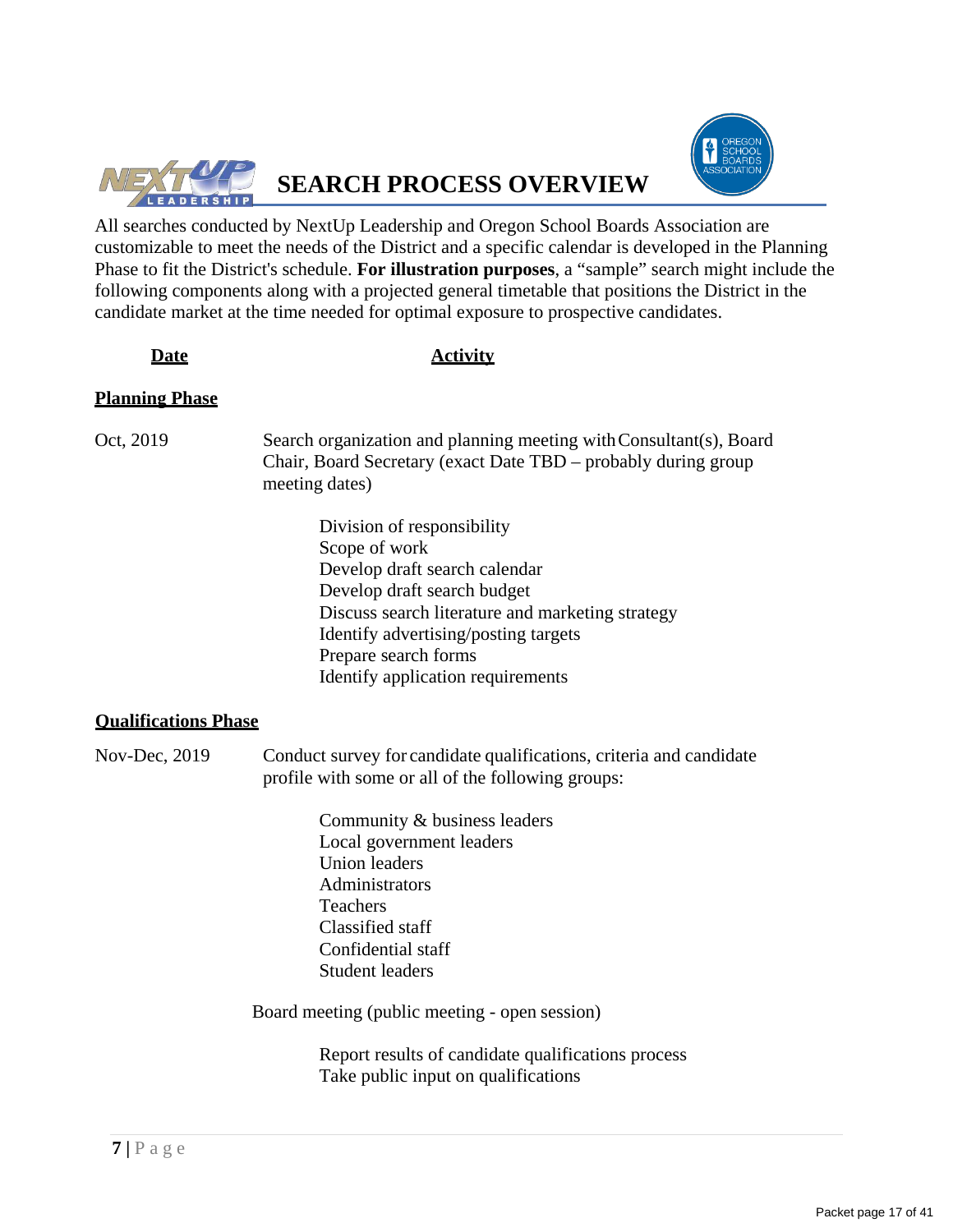# SEARCH PROCESS OVERVIEW

All searches conducted by NextUp Leadership and Oregon School Boards Association are customizable to meet the needs of the District and a specific calendar is developed in the Planning Phase to fit the District's schedule. **For illustration purposes**, a "sample" search might include the following components along with a projected general timetable that positions the District in the candidate market at the time needed for optimal exposure to prospective candidates.

| **Date** | **Activity** |
|---|---|

**Planning Phase**

Oct, 2019 — Search organization and planning meeting with Consultant(s), Board Chair, Board Secretary (exact Date TBD – probably during group meeting dates)

- Division of responsibility
- Scope of work
- Develop draft search calendar
- Develop draft search budget
- Discuss search literature and marketing strategy
- Identify advertising/posting targets
- Prepare search forms
- Identify application requirements

**Qualifications Phase**

Nov-Dec, 2019 — Conduct survey for candidate qualifications, criteria and candidate profile with some or all of the following groups:

- Community & business leaders
- Local government leaders
- Union leaders
- Administrators
- Teachers
- Classified staff
- Confidential staff
- Student leaders

Board meeting (public meeting - open session)

- Report results of candidate qualifications process
- Take public input on qualifications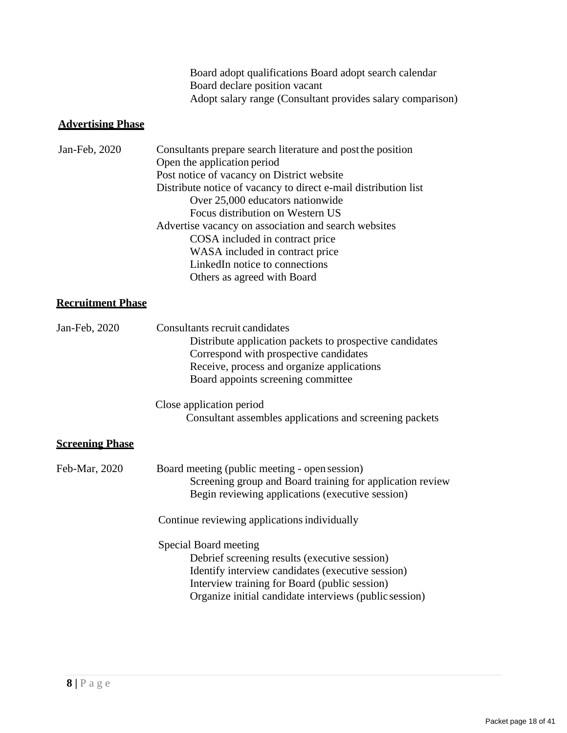Board adopt qualifications Board adopt search calendar
Board declare position vacant
Adopt salary range (Consultant provides salary comparison)

**Advertising Phase**

Jan-Feb, 2020 — Consultants prepare search literature and post the position

- Open the application period
- Post notice of vacancy on District website
- Distribute notice of vacancy to direct e-mail distribution list
  - Over 25,000 educators nationwide
  - Focus distribution on Western US
- Advertise vacancy on association and search websites
  - COSA included in contract price
  - WASA included in contract price
  - LinkedIn notice to connections
  - Others as agreed with Board

**Recruitment Phase**

Jan-Feb, 2020 — Consultants recruit candidates

- Distribute application packets to prospective candidates
- Correspond with prospective candidates
- Receive, process and organize applications
- Board appoints screening committee

Close application period

- Consultant assembles applications and screening packets

**Screening Phase**

Feb-Mar, 2020 — Board meeting (public meeting - open session)

- Screening group and Board training for application review
- Begin reviewing applications (executive session)

Continue reviewing applications individually

Special Board meeting

- Debrief screening results (executive session)
- Identify interview candidates (executive session)
- Interview training for Board (public session)
- Organize initial candidate interviews (public session)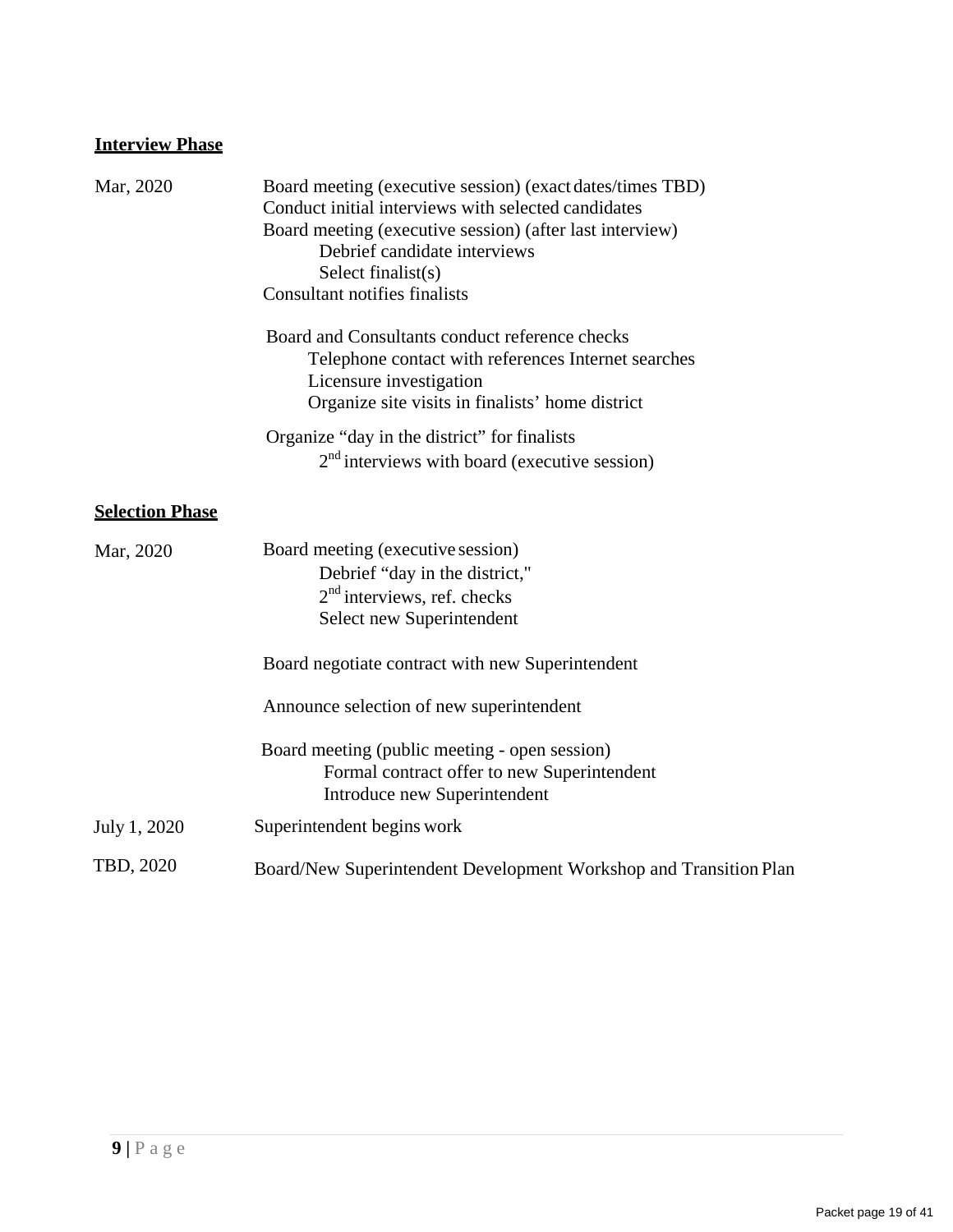**Interview Phase**

Mar, 2020

Board meeting (executive session) (exact dates/times TBD)
Conduct initial interviews with selected candidates
Board meeting (executive session) (after last interview)
- Debrief candidate interviews
- Select finalist(s)

Consultant notifies finalists

Board and Consultants conduct reference checks
- Telephone contact with references Internet searches
- Licensure investigation
- Organize site visits in finalists' home district

Organize "day in the district" for finalists
- 2nd interviews with board (executive session)

**Selection Phase**

Mar, 2020

Board meeting (executive session)
- Debrief "day in the district,"
- 2nd interviews, ref. checks
- Select new Superintendent

Board negotiate contract with new Superintendent

Announce selection of new superintendent

Board meeting (public meeting - open session)
- Formal contract offer to new Superintendent
- Introduce new Superintendent

July 1, 2020 — Superintendent begins work

TBD, 2020 — Board/New Superintendent Development Workshop and Transition Plan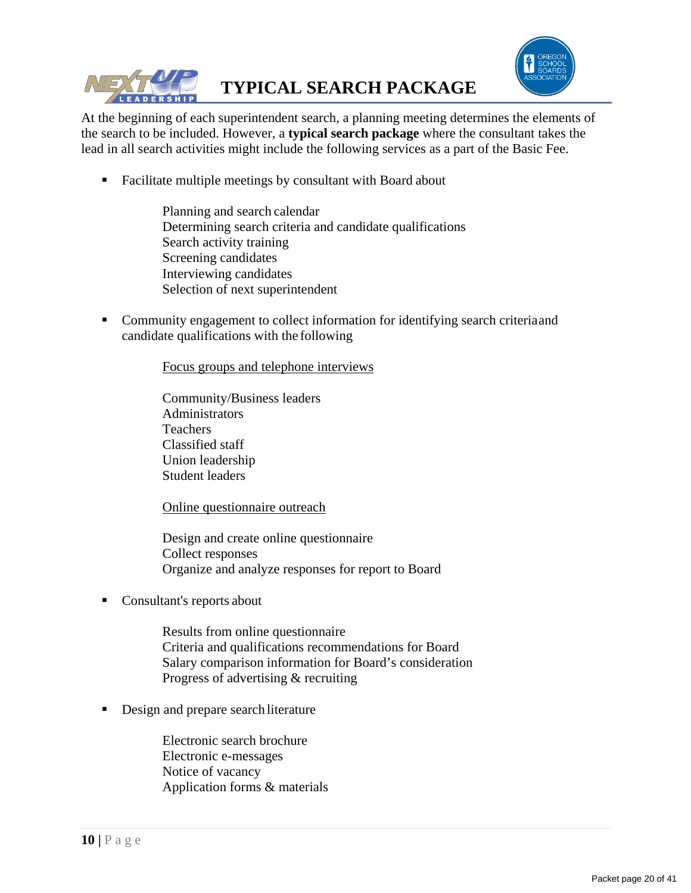# TYPICAL SEARCH PACKAGE

At the beginning of each superintendent search, a planning meeting determines the elements of the search to be included. However, a **typical search package** where the consultant takes the lead in all search activities might include the following services as a part of the Basic Fee.

- Facilitate multiple meetings by consultant with Board about

  Planning and search calendar
  Determining search criteria and candidate qualifications
  Search activity training
  Screening candidates
  Interviewing candidates
  Selection of next superintendent

- Community engagement to collect information for identifying search criteria and candidate qualifications with the following

  <u>Focus groups and telephone interviews</u>

  Community/Business leaders
  Administrators
  Teachers
  Classified staff
  Union leadership
  Student leaders

  <u>Online questionnaire outreach</u>

  Design and create online questionnaire
  Collect responses
  Organize and analyze responses for report to Board

- Consultant's reports about

  Results from online questionnaire
  Criteria and qualifications recommendations for Board
  Salary comparison information for Board's consideration
  Progress of advertising & recruiting

- Design and prepare search literature

  Electronic search brochure
  Electronic e-messages
  Notice of vacancy
  Application forms & materials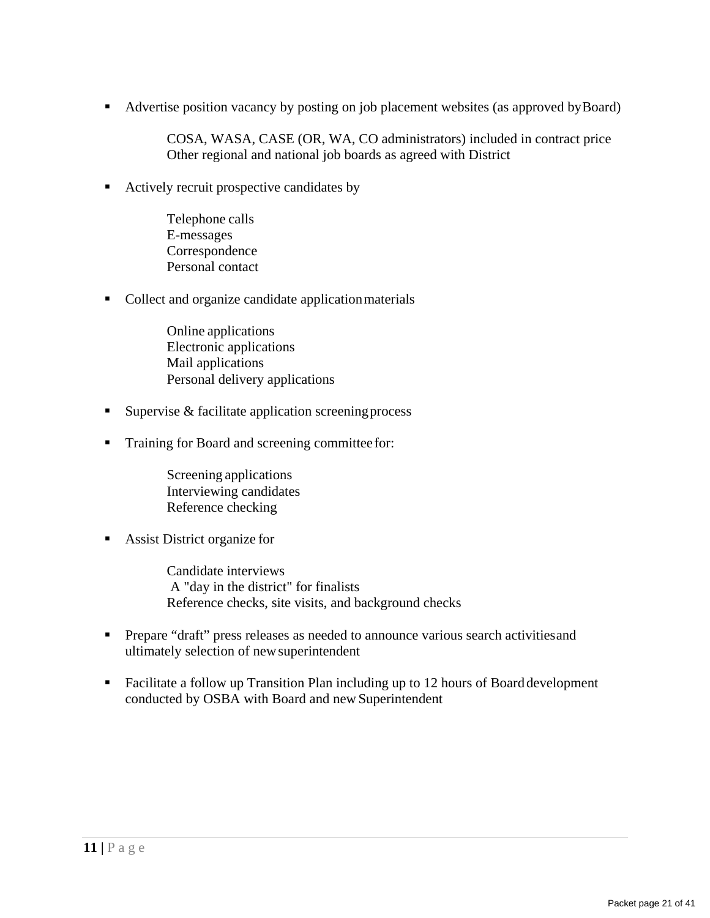- Advertise position vacancy by posting on job placement websites (as approved by Board)

    COSA, WASA, CASE (OR, WA, CO administrators) included in contract price
    Other regional and national job boards as agreed with District

- Actively recruit prospective candidates by

    Telephone calls
    E-messages
    Correspondence
    Personal contact

- Collect and organize candidate application materials

    Online applications
    Electronic applications
    Mail applications
    Personal delivery applications

- Supervise & facilitate application screening process

- Training for Board and screening committee for:

    Screening applications
    Interviewing candidates
    Reference checking

- Assist District organize for

    Candidate interviews
    A "day in the district" for finalists
    Reference checks, site visits, and background checks

- Prepare "draft" press releases as needed to announce various search activities and ultimately selection of new superintendent

- Facilitate a follow up Transition Plan including up to 12 hours of Board development conducted by OSBA with Board and new Superintendent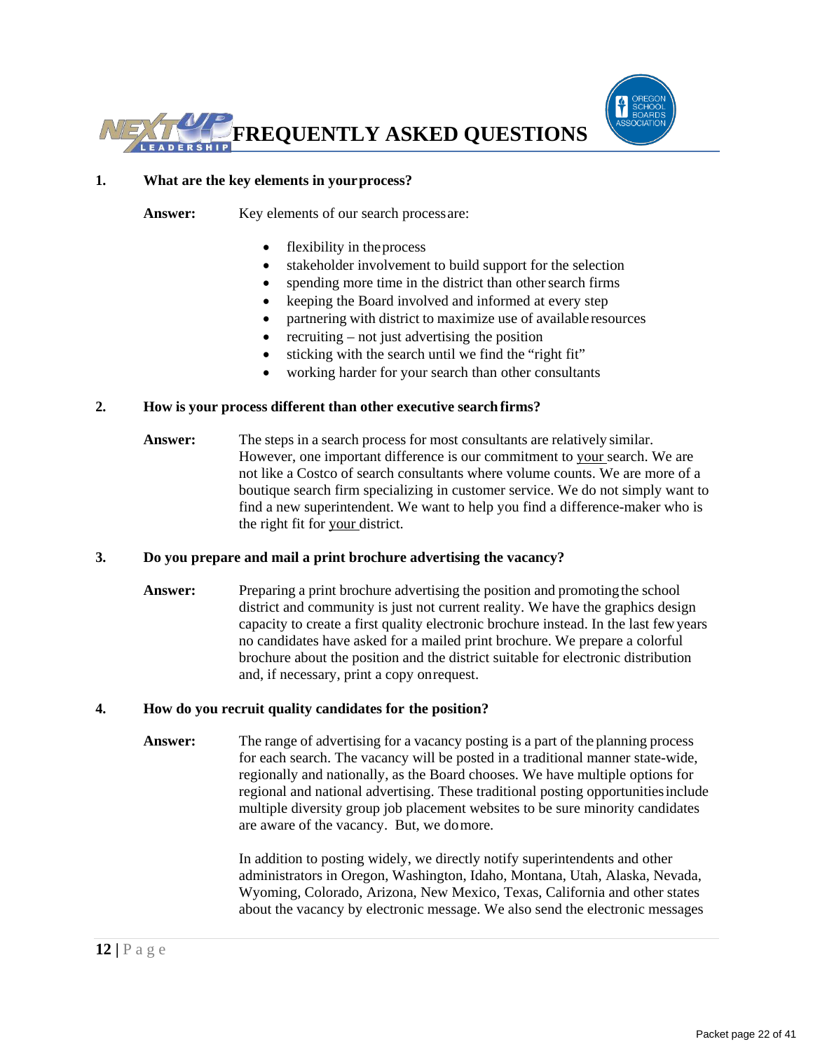# FREQUENTLY ASKED QUESTIONS

**1. What are the key elements in your process?**

**Answer:** Key elements of our search process are:

- flexibility in the process
- stakeholder involvement to build support for the selection
- spending more time in the district than other search firms
- keeping the Board involved and informed at every step
- partnering with district to maximize use of available resources
- recruiting – not just advertising the position
- sticking with the search until we find the "right fit"
- working harder for your search than other consultants

**2. How is your process different than other executive search firms?**

**Answer:** The steps in a search process for most consultants are relatively similar. However, one important difference is our commitment to your search. We are not like a Costco of search consultants where volume counts. We are more of a boutique search firm specializing in customer service. We do not simply want to find a new superintendent. We want to help you find a difference-maker who is the right fit for your district.

**3. Do you prepare and mail a print brochure advertising the vacancy?**

**Answer:** Preparing a print brochure advertising the position and promoting the school district and community is just not current reality. We have the graphics design capacity to create a first quality electronic brochure instead. In the last few years no candidates have asked for a mailed print brochure. We prepare a colorful brochure about the position and the district suitable for electronic distribution and, if necessary, print a copy on request.

**4. How do you recruit quality candidates for the position?**

**Answer:** The range of advertising for a vacancy posting is a part of the planning process for each search. The vacancy will be posted in a traditional manner state-wide, regionally and nationally, as the Board chooses. We have multiple options for regional and national advertising. These traditional posting opportunities include multiple diversity group job placement websites to be sure minority candidates are aware of the vacancy. But, we do more.

In addition to posting widely, we directly notify superintendents and other administrators in Oregon, Washington, Idaho, Montana, Utah, Alaska, Nevada, Wyoming, Colorado, Arizona, New Mexico, Texas, California and other states about the vacancy by electronic message. We also send the electronic messages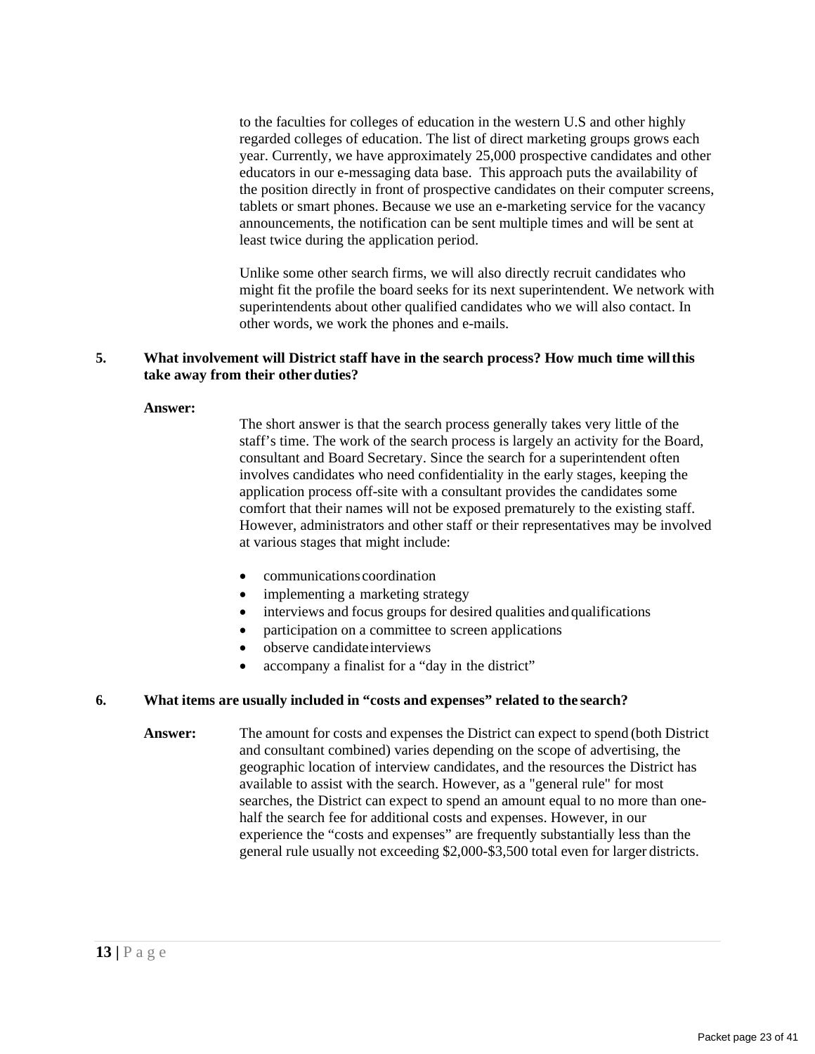to the faculties for colleges of education in the western U.S and other highly regarded colleges of education. The list of direct marketing groups grows each year. Currently, we have approximately 25,000 prospective candidates and other educators in our e-messaging data base. This approach puts the availability of the position directly in front of prospective candidates on their computer screens, tablets or smart phones. Because we use an e-marketing service for the vacancy announcements, the notification can be sent multiple times and will be sent at least twice during the application period.

Unlike some other search firms, we will also directly recruit candidates who might fit the profile the board seeks for its next superintendent. We network with superintendents about other qualified candidates who we will also contact. In other words, we work the phones and e-mails.

**5. What involvement will District staff have in the search process? How much time will this take away from their other duties?**

**Answer:**

The short answer is that the search process generally takes very little of the staff's time. The work of the search process is largely an activity for the Board, consultant and Board Secretary. Since the search for a superintendent often involves candidates who need confidentiality in the early stages, keeping the application process off-site with a consultant provides the candidates some comfort that their names will not be exposed prematurely to the existing staff. However, administrators and other staff or their representatives may be involved at various stages that might include:

- communications coordination
- implementing a marketing strategy
- interviews and focus groups for desired qualities and qualifications
- participation on a committee to screen applications
- observe candidate interviews
- accompany a finalist for a "day in the district"

**6. What items are usually included in "costs and expenses" related to the search?**

**Answer:** The amount for costs and expenses the District can expect to spend (both District and consultant combined) varies depending on the scope of advertising, the geographic location of interview candidates, and the resources the District has available to assist with the search. However, as a "general rule" for most searches, the District can expect to spend an amount equal to no more than one-half the search fee for additional costs and expenses. However, in our experience the "costs and expenses" are frequently substantially less than the general rule usually not exceeding $2,000-$3,500 total even for larger districts.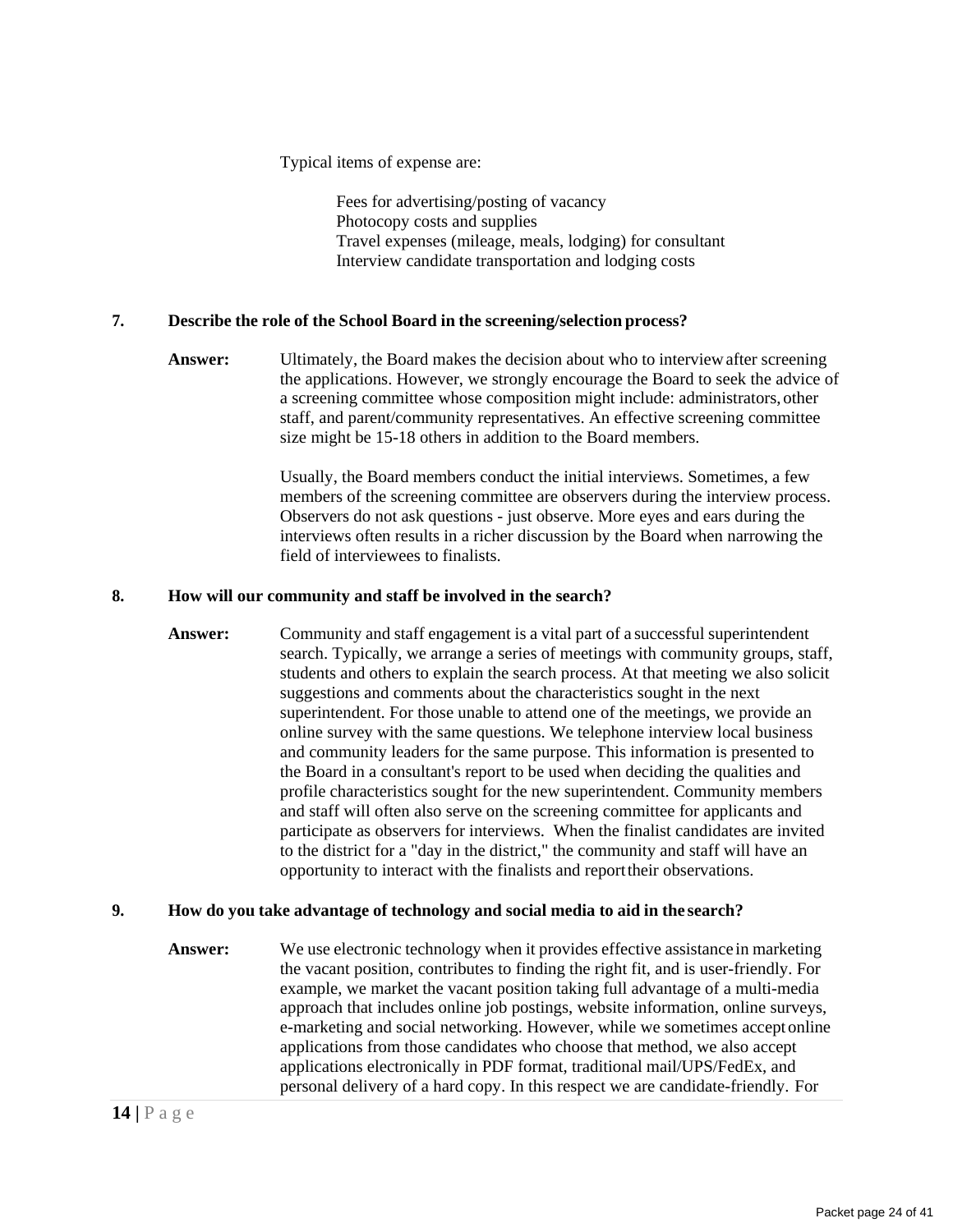Typical items of expense are:

- Fees for advertising/posting of vacancy
- Photocopy costs and supplies
- Travel expenses (mileage, meals, lodging) for consultant
- Interview candidate transportation and lodging costs

**7. Describe the role of the School Board in the screening/selection process?**

**Answer:** Ultimately, the Board makes the decision about who to interview after screening the applications. However, we strongly encourage the Board to seek the advice of a screening committee whose composition might include: administrators, other staff, and parent/community representatives. An effective screening committee size might be 15-18 others in addition to the Board members.

Usually, the Board members conduct the initial interviews. Sometimes, a few members of the screening committee are observers during the interview process. Observers do not ask questions - just observe. More eyes and ears during the interviews often results in a richer discussion by the Board when narrowing the field of interviewees to finalists.

**8. How will our community and staff be involved in the search?**

**Answer:** Community and staff engagement is a vital part of a successful superintendent search. Typically, we arrange a series of meetings with community groups, staff, students and others to explain the search process. At that meeting we also solicit suggestions and comments about the characteristics sought in the next superintendent. For those unable to attend one of the meetings, we provide an online survey with the same questions. We telephone interview local business and community leaders for the same purpose. This information is presented to the Board in a consultant's report to be used when deciding the qualities and profile characteristics sought for the new superintendent. Community members and staff will often also serve on the screening committee for applicants and participate as observers for interviews. When the finalist candidates are invited to the district for a "day in the district," the community and staff will have an opportunity to interact with the finalists and report their observations.

**9. How do you take advantage of technology and social media to aid in the search?**

**Answer:** We use electronic technology when it provides effective assistance in marketing the vacant position, contributes to finding the right fit, and is user-friendly. For example, we market the vacant position taking full advantage of a multi-media approach that includes online job postings, website information, online surveys, e-marketing and social networking. However, while we sometimes accept online applications from those candidates who choose that method, we also accept applications electronically in PDF format, traditional mail/UPS/FedEx, and personal delivery of a hard copy. In this respect we are candidate-friendly. For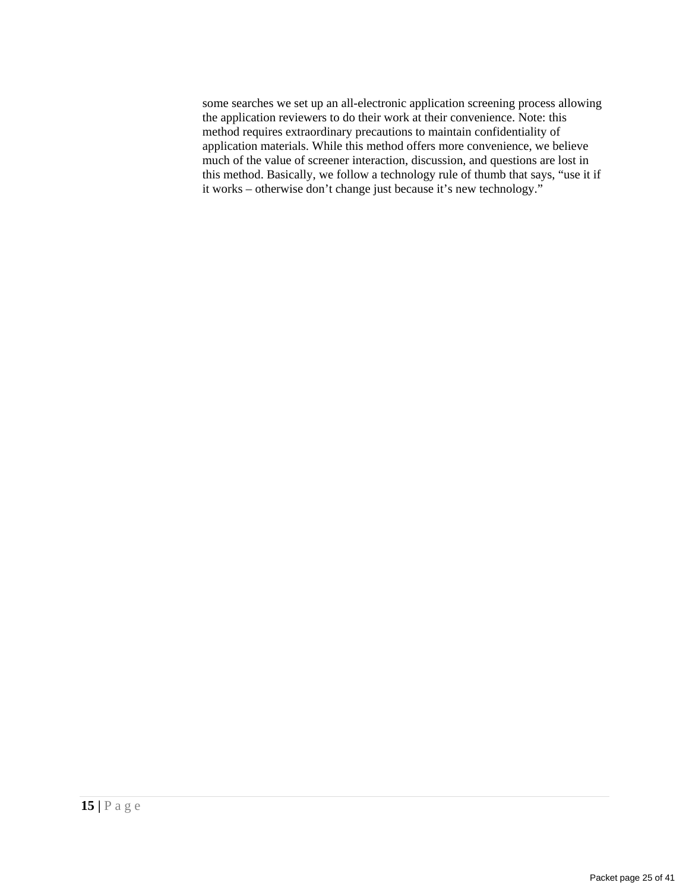some searches we set up an all-electronic application screening process allowing the application reviewers to do their work at their convenience. Note: this method requires extraordinary precautions to maintain confidentiality of application materials. While this method offers more convenience, we believe much of the value of screener interaction, discussion, and questions are lost in this method. Basically, we follow a technology rule of thumb that says, “use it if it works – otherwise don’t change just because it’s new technology.”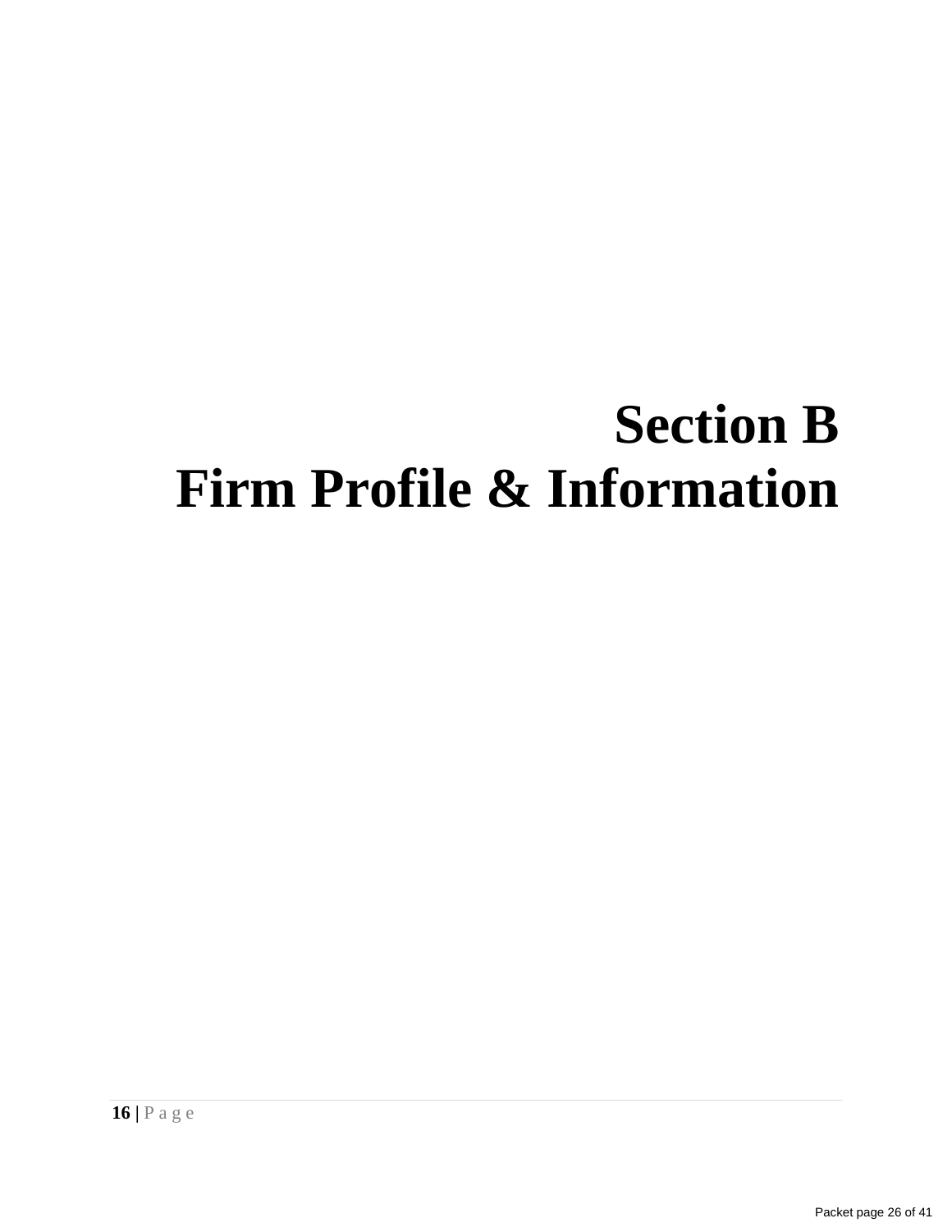# Section B
# Firm Profile & Information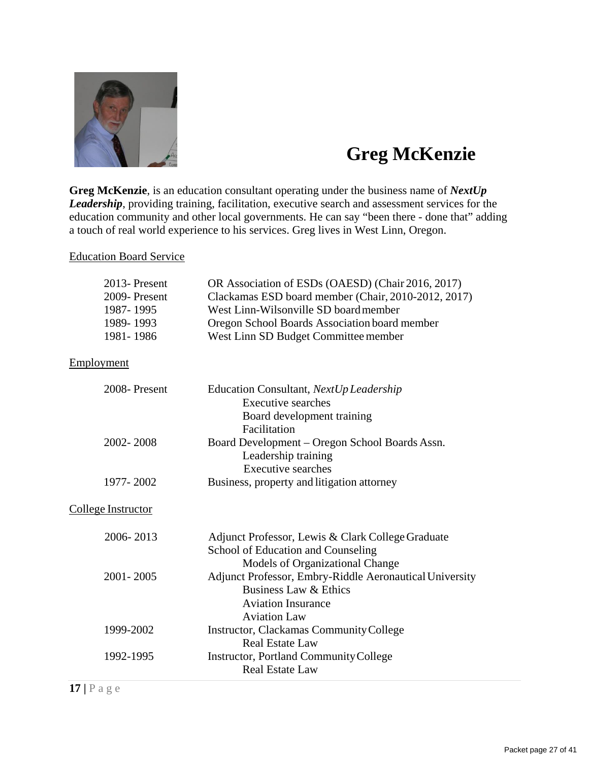# Greg McKenzie

**Greg McKenzie**, is an education consultant operating under the business name of ***NextUp Leadership***, providing training, facilitation, executive search and assessment services for the education community and other local governments. He can say "been there - done that" adding a touch of real world experience to his services. Greg lives in West Linn, Oregon.

## Education Board Service

| | |
|---|---|
| 2013- Present | OR Association of ESDs (OAESD) (Chair 2016, 2017) |
| 2009- Present | Clackamas ESD board member (Chair, 2010-2012, 2017) |
| 1987- 1995 | West Linn-Wilsonville SD board member |
| 1989- 1993 | Oregon School Boards Association board member |
| 1981- 1986 | West Linn SD Budget Committee member |

## Employment

| | |
|---|---|
| 2008- Present | Education Consultant, *NextUp Leadership*<br>Executive searches<br>Board development training<br>Facilitation |
| 2002- 2008 | Board Development – Oregon School Boards Assn.<br>Leadership training<br>Executive searches |
| 1977- 2002 | Business, property and litigation attorney |

## College Instructor

| | |
|---|---|
| 2006- 2013 | Adjunct Professor, Lewis & Clark College Graduate School of Education and Counseling<br>Models of Organizational Change |
| 2001- 2005 | Adjunct Professor, Embry-Riddle Aeronautical University<br>Business Law & Ethics<br>Aviation Insurance<br>Aviation Law |
| 1999-2002 | Instructor, Clackamas Community College<br>Real Estate Law |
| 1992-1995 | Instructor, Portland Community College<br>Real Estate Law |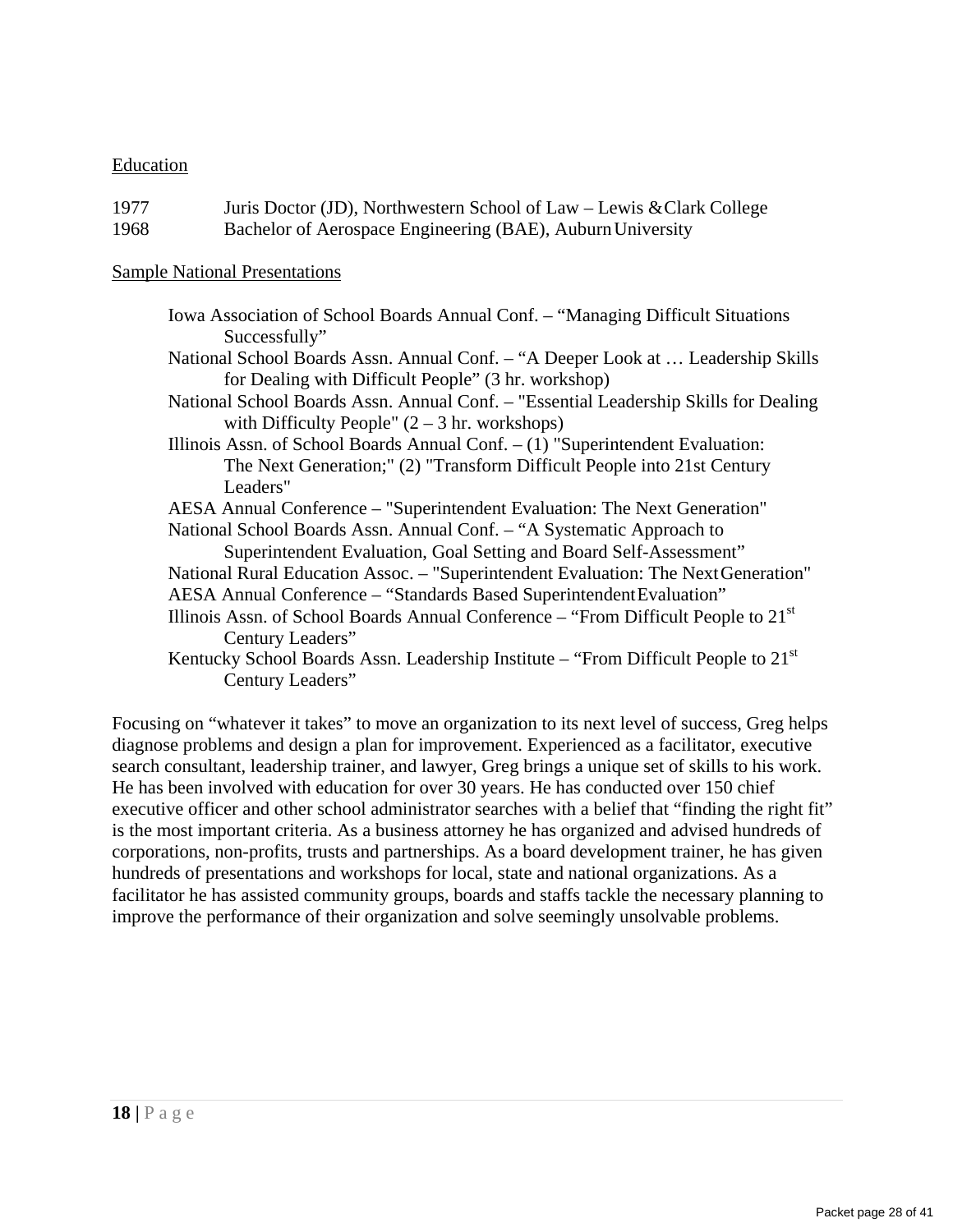Education

1977 Juris Doctor (JD), Northwestern School of Law – Lewis & Clark College
1968 Bachelor of Aerospace Engineering (BAE), Auburn University

Sample National Presentations

- Iowa Association of School Boards Annual Conf. – “Managing Difficult Situations Successfully”
- National School Boards Assn. Annual Conf. – “A Deeper Look at … Leadership Skills for Dealing with Difficult People” (3 hr. workshop)
- National School Boards Assn. Annual Conf. – "Essential Leadership Skills for Dealing with Difficulty People" (2 – 3 hr. workshops)
- Illinois Assn. of School Boards Annual Conf. – (1) "Superintendent Evaluation: The Next Generation;" (2) "Transform Difficult People into 21st Century Leaders"
- AESA Annual Conference – "Superintendent Evaluation: The Next Generation"
- National School Boards Assn. Annual Conf. – “A Systematic Approach to Superintendent Evaluation, Goal Setting and Board Self-Assessment”
- National Rural Education Assoc. – "Superintendent Evaluation: The Next Generation"
- AESA Annual Conference – “Standards Based Superintendent Evaluation”
- Illinois Assn. of School Boards Annual Conference – “From Difficult People to 21st Century Leaders”
- Kentucky School Boards Assn. Leadership Institute – “From Difficult People to 21st Century Leaders”

Focusing on “whatever it takes” to move an organization to its next level of success, Greg helps diagnose problems and design a plan for improvement. Experienced as a facilitator, executive search consultant, leadership trainer, and lawyer, Greg brings a unique set of skills to his work. He has been involved with education for over 30 years. He has conducted over 150 chief executive officer and other school administrator searches with a belief that “finding the right fit” is the most important criteria. As a business attorney he has organized and advised hundreds of corporations, non-profits, trusts and partnerships. As a board development trainer, he has given hundreds of presentations and workshops for local, state and national organizations. As a facilitator he has assisted community groups, boards and staffs tackle the necessary planning to improve the performance of their organization and solve seemingly unsolvable problems.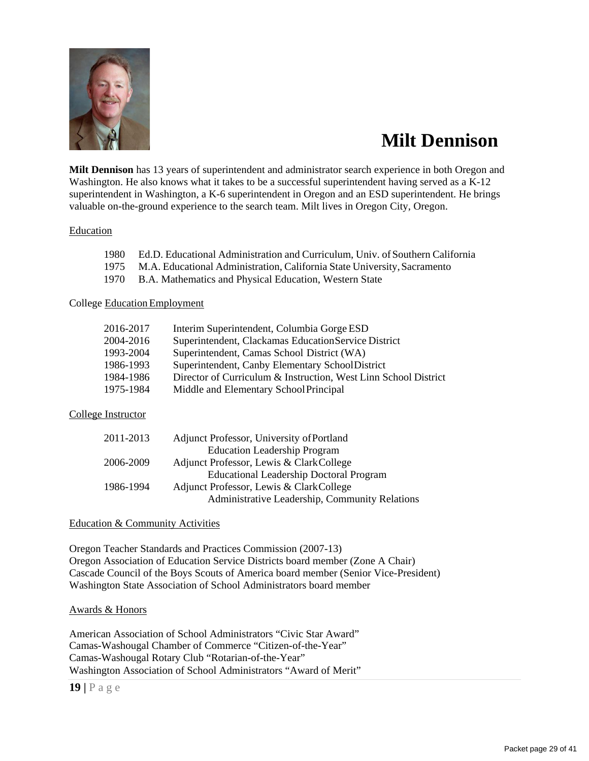# Milt Dennison

**Milt Dennison** has 13 years of superintendent and administrator search experience in both Oregon and Washington. He also knows what it takes to be a successful superintendent having served as a K-12 superintendent in Washington, a K-6 superintendent in Oregon and an ESD superintendent. He brings valuable on-the-ground experience to the search team. Milt lives in Oregon City, Oregon.

## Education

| | |
|---|---|
| 1980 | Ed.D. Educational Administration and Curriculum, Univ. of Southern California |
| 1975 | M.A. Educational Administration, California State University, Sacramento |
| 1970 | B.A. Mathematics and Physical Education, Western State |

## College Education Employment

| | |
|---|---|
| 2016-2017 | Interim Superintendent, Columbia Gorge ESD |
| 2004-2016 | Superintendent, Clackamas Education Service District |
| 1993-2004 | Superintendent, Camas School District (WA) |
| 1986-1993 | Superintendent, Canby Elementary School District |
| 1984-1986 | Director of Curriculum & Instruction, West Linn School District |
| 1975-1984 | Middle and Elementary School Principal |

## College Instructor

| | |
|---|---|
| 2011-2013 | Adjunct Professor, University of Portland<br>Education Leadership Program |
| 2006-2009 | Adjunct Professor, Lewis & Clark College<br>Educational Leadership Doctoral Program |
| 1986-1994 | Adjunct Professor, Lewis & Clark College<br>Administrative Leadership, Community Relations |

## Education & Community Activities

Oregon Teacher Standards and Practices Commission (2007-13)
Oregon Association of Education Service Districts board member (Zone A Chair)
Cascade Council of the Boys Scouts of America board member (Senior Vice-President)
Washington State Association of School Administrators board member

## Awards & Honors

American Association of School Administrators "Civic Star Award"
Camas-Washougal Chamber of Commerce "Citizen-of-the-Year"
Camas-Washougal Rotary Club "Rotarian-of-the-Year"
Washington Association of School Administrators "Award of Merit"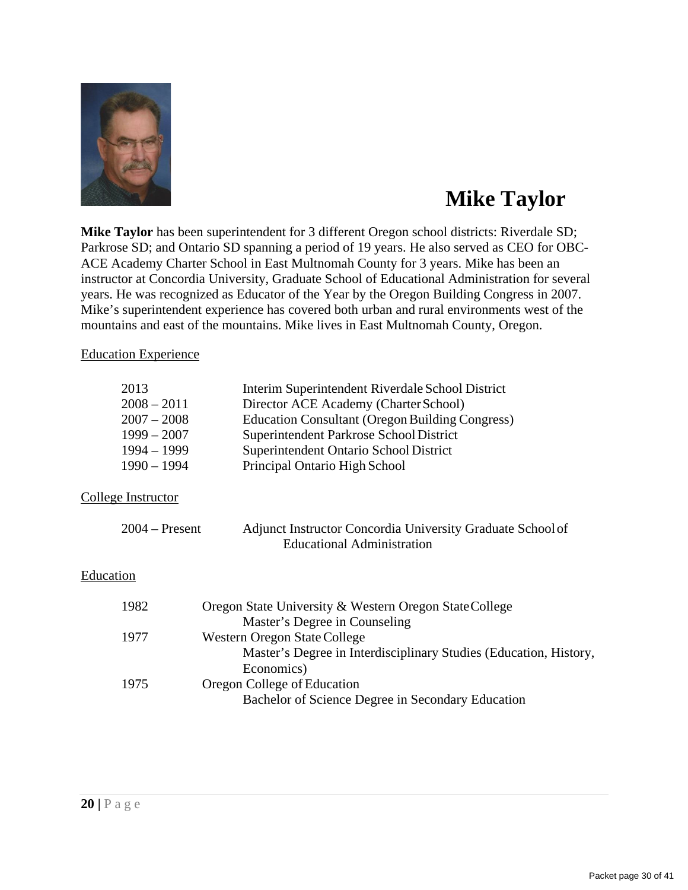# Mike Taylor

**Mike Taylor** has been superintendent for 3 different Oregon school districts: Riverdale SD; Parkrose SD; and Ontario SD spanning a period of 19 years. He also served as CEO for OBC-ACE Academy Charter School in East Multnomah County for 3 years. Mike has been an instructor at Concordia University, Graduate School of Educational Administration for several years. He was recognized as Educator of the Year by the Oregon Building Congress in 2007. Mike's superintendent experience has covered both urban and rural environments west of the mountains and east of the mountains. Mike lives in East Multnomah County, Oregon.

Education Experience

| | |
|---|---|
| 2013 | Interim Superintendent Riverdale School District |
| 2008 – 2011 | Director ACE Academy (Charter School) |
| 2007 – 2008 | Education Consultant (Oregon Building Congress) |
| 1999 – 2007 | Superintendent Parkrose School District |
| 1994 – 1999 | Superintendent Ontario School District |
| 1990 – 1994 | Principal Ontario High School |

College Instructor

| | |
|---|---|
| 2004 – Present | Adjunct Instructor Concordia University Graduate School of Educational Administration |

Education

| | |
|---|---|
| 1982 | Oregon State University & Western Oregon State College<br>Master's Degree in Counseling |
| 1977 | Western Oregon State College<br>Master's Degree in Interdisciplinary Studies (Education, History, Economics) |
| 1975 | Oregon College of Education<br>Bachelor of Science Degree in Secondary Education |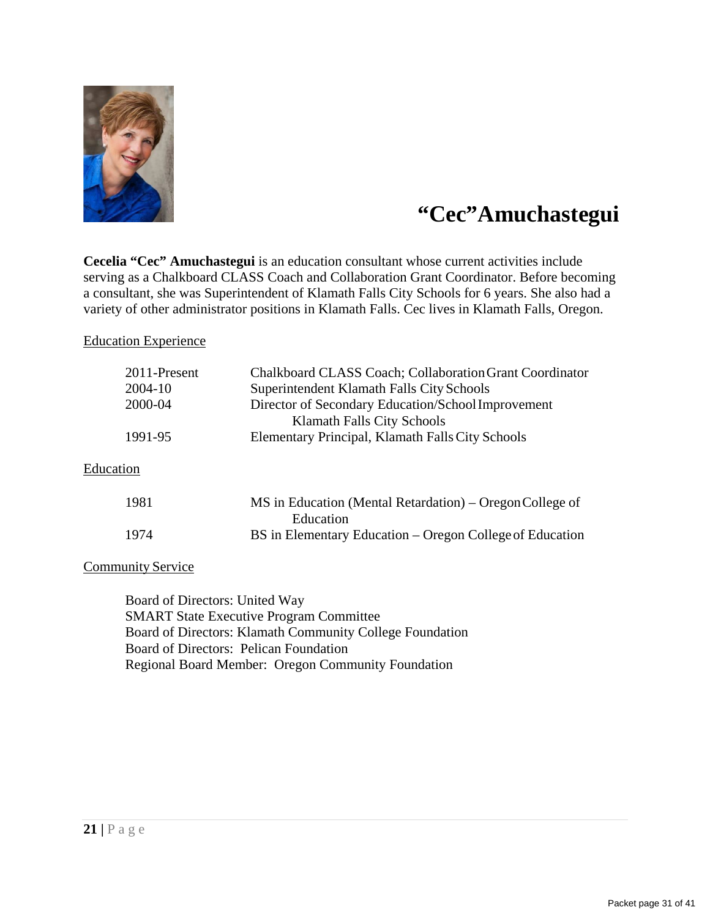# "Cec"Amuchastegui

**Cecelia "Cec" Amuchastegui** is an education consultant whose current activities include serving as a Chalkboard CLASS Coach and Collaboration Grant Coordinator. Before becoming a consultant, she was Superintendent of Klamath Falls City Schools for 6 years. She also had a variety of other administrator positions in Klamath Falls. Cec lives in Klamath Falls, Oregon.

Education Experience

| | |
|---|---|
| 2011-Present | Chalkboard CLASS Coach; Collaboration Grant Coordinator |
| 2004-10 | Superintendent Klamath Falls City Schools |
| 2000-04 | Director of Secondary Education/School Improvement Klamath Falls City Schools |
| 1991-95 | Elementary Principal, Klamath Falls City Schools |

Education

| | |
|---|---|
| 1981 | MS in Education (Mental Retardation) – Oregon College of Education |
| 1974 | BS in Elementary Education – Oregon College of Education |

Community Service

Board of Directors: United Way
SMART State Executive Program Committee
Board of Directors: Klamath Community College Foundation
Board of Directors: Pelican Foundation
Regional Board Member: Oregon Community Foundation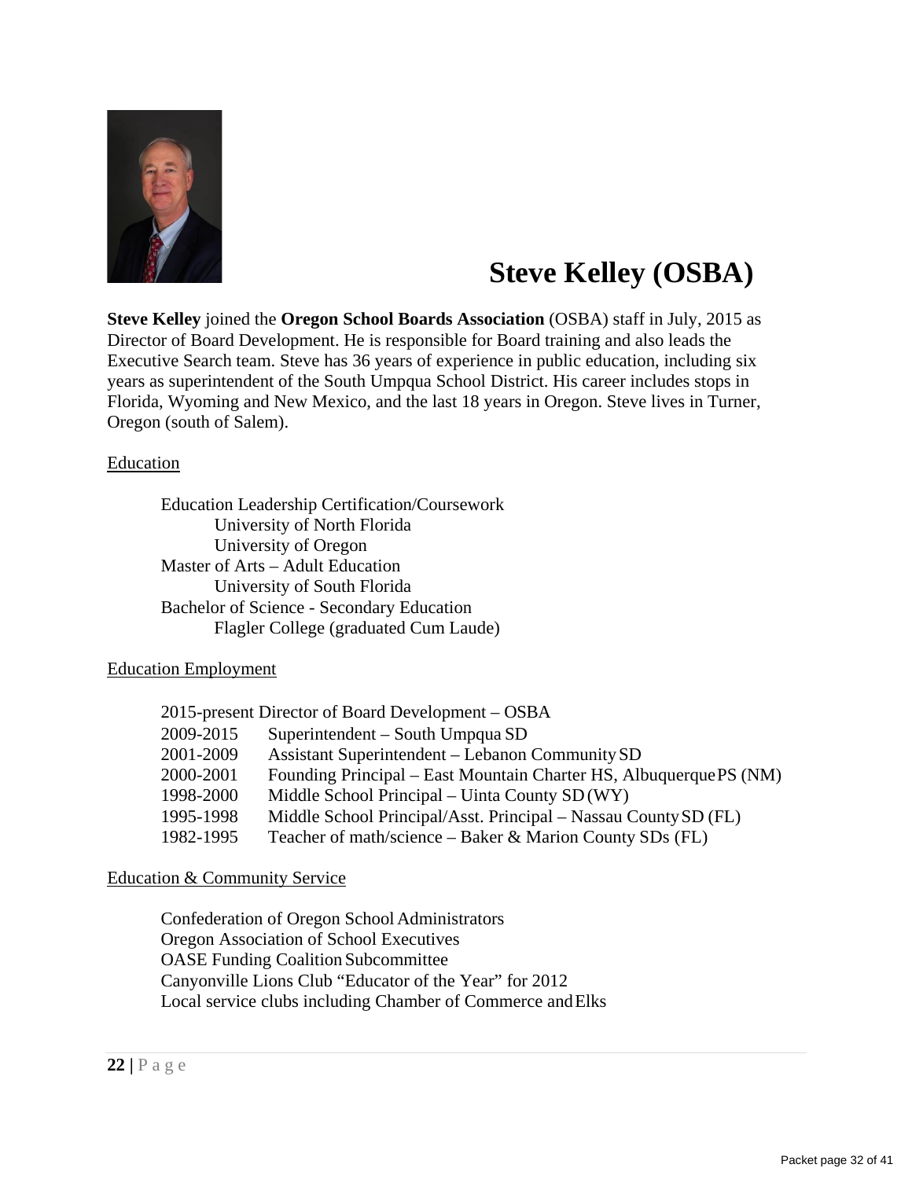# Steve Kelley (OSBA)

**Steve Kelley** joined the **Oregon School Boards Association** (OSBA) staff in July, 2015 as Director of Board Development. He is responsible for Board training and also leads the Executive Search team. Steve has 36 years of experience in public education, including six years as superintendent of the South Umpqua School District. His career includes stops in Florida, Wyoming and New Mexico, and the last 18 years in Oregon. Steve lives in Turner, Oregon (south of Salem).

<u>Education</u>

- Education Leadership Certification/Coursework
  - University of North Florida
  - University of Oregon
- Master of Arts – Adult Education
  - University of South Florida
- Bachelor of Science - Secondary Education
  - Flagler College (graduated Cum Laude)

<u>Education Employment</u>

| | |
|---|---|
| 2015-present | Director of Board Development – OSBA |
| 2009-2015 | Superintendent – South Umpqua SD |
| 2001-2009 | Assistant Superintendent – Lebanon Community SD |
| 2000-2001 | Founding Principal – East Mountain Charter HS, Albuquerque PS (NM) |
| 1998-2000 | Middle School Principal – Uinta County SD (WY) |
| 1995-1998 | Middle School Principal/Asst. Principal – Nassau County SD (FL) |
| 1982-1995 | Teacher of math/science – Baker & Marion County SDs (FL) |

<u>Education & Community Service</u>

- Confederation of Oregon School Administrators
- Oregon Association of School Executives
- OASE Funding Coalition Subcommittee
- Canyonville Lions Club "Educator of the Year" for 2012
- Local service clubs including Chamber of Commerce and Elks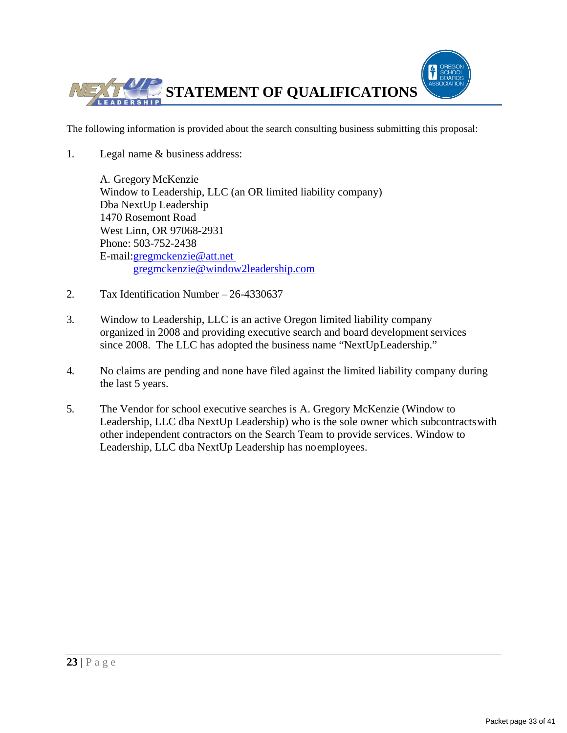# STATEMENT OF QUALIFICATIONS

The following information is provided about the search consulting business submitting this proposal:

1. Legal name & business address:

   A. Gregory McKenzie
   Window to Leadership, LLC (an OR limited liability company)
   Dba NextUp Leadership
   1470 Rosemont Road
   West Linn, OR 97068-2931
   Phone: 503-752-2438
   E-mail: gregmckenzie@att.net
   gregmckenzie@window2leadership.com

2. Tax Identification Number – 26-4330637

3. Window to Leadership, LLC is an active Oregon limited liability company organized in 2008 and providing executive search and board development services since 2008. The LLC has adopted the business name "NextUp Leadership."

4. No claims are pending and none have filed against the limited liability company during the last 5 years.

5. The Vendor for school executive searches is A. Gregory McKenzie (Window to Leadership, LLC dba NextUp Leadership) who is the sole owner which subcontracts with other independent contractors on the Search Team to provide services. Window to Leadership, LLC dba NextUp Leadership has no employees.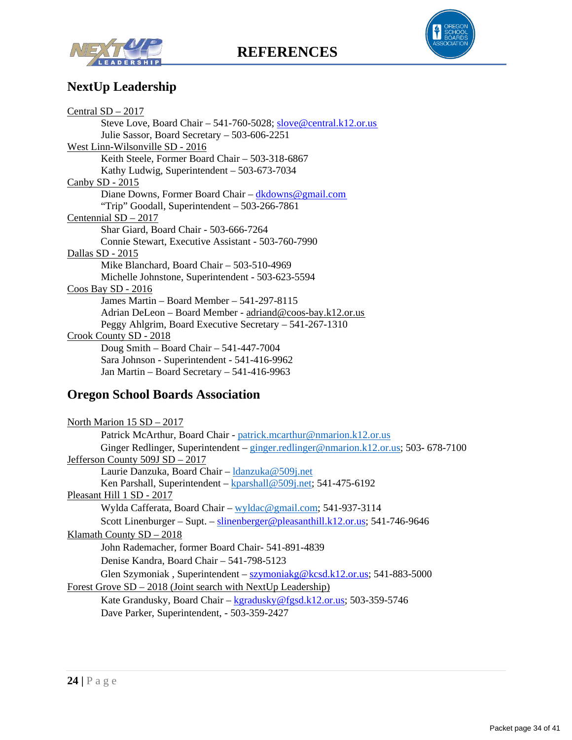# REFERENCES

## NextUp Leadership

Central SD – 2017
- Steve Love, Board Chair – 541-760-5028; slove@central.k12.or.us
- Julie Sassor, Board Secretary – 503-606-2251

West Linn-Wilsonville SD - 2016
- Keith Steele, Former Board Chair – 503-318-6867
- Kathy Ludwig, Superintendent – 503-673-7034

Canby SD - 2015
- Diane Downs, Former Board Chair – dkdowns@gmail.com
- "Trip" Goodall, Superintendent – 503-266-7861

Centennial SD – 2017
- Shar Giard, Board Chair - 503-666-7264
- Connie Stewart, Executive Assistant - 503-760-7990

Dallas SD - 2015
- Mike Blanchard, Board Chair – 503-510-4969
- Michelle Johnstone, Superintendent - 503-623-5594

Coos Bay SD - 2016
- James Martin – Board Member – 541-297-8115
- Adrian DeLeon – Board Member - adriand@coos-bay.k12.or.us
- Peggy Ahlgrim, Board Executive Secretary – 541-267-1310

Crook County SD - 2018
- Doug Smith – Board Chair – 541-447-7004
- Sara Johnson - Superintendent - 541-416-9962
- Jan Martin – Board Secretary – 541-416-9963

## Oregon School Boards Association

North Marion 15 SD – 2017
- Patrick McArthur, Board Chair - patrick.mcarthur@nmarion.k12.or.us
- Ginger Redlinger, Superintendent – ginger.redlinger@nmarion.k12.or.us; 503- 678-7100

Jefferson County 509J SD – 2017
- Laurie Danzuka, Board Chair – ldanzuka@509j.net
- Ken Parshall, Superintendent – kparshall@509j.net; 541-475-6192

Pleasant Hill 1 SD - 2017
- Wylda Cafferata, Board Chair – wyldac@gmail.com; 541-937-3114
- Scott Linenburger – Supt. – slinenberger@pleasanthill.k12.or.us; 541-746-9646

Klamath County SD – 2018
- John Rademacher, former Board Chair- 541-891-4839
- Denise Kandra, Board Chair – 541-798-5123
- Glen Szymoniak , Superintendent – szymoniakg@kcsd.k12.or.us; 541-883-5000

Forest Grove SD – 2018 (Joint search with NextUp Leadership)
- Kate Grandusky, Board Chair – kgradusky@fgsd.k12.or.us; 503-359-5746
- Dave Parker, Superintendent, - 503-359-2427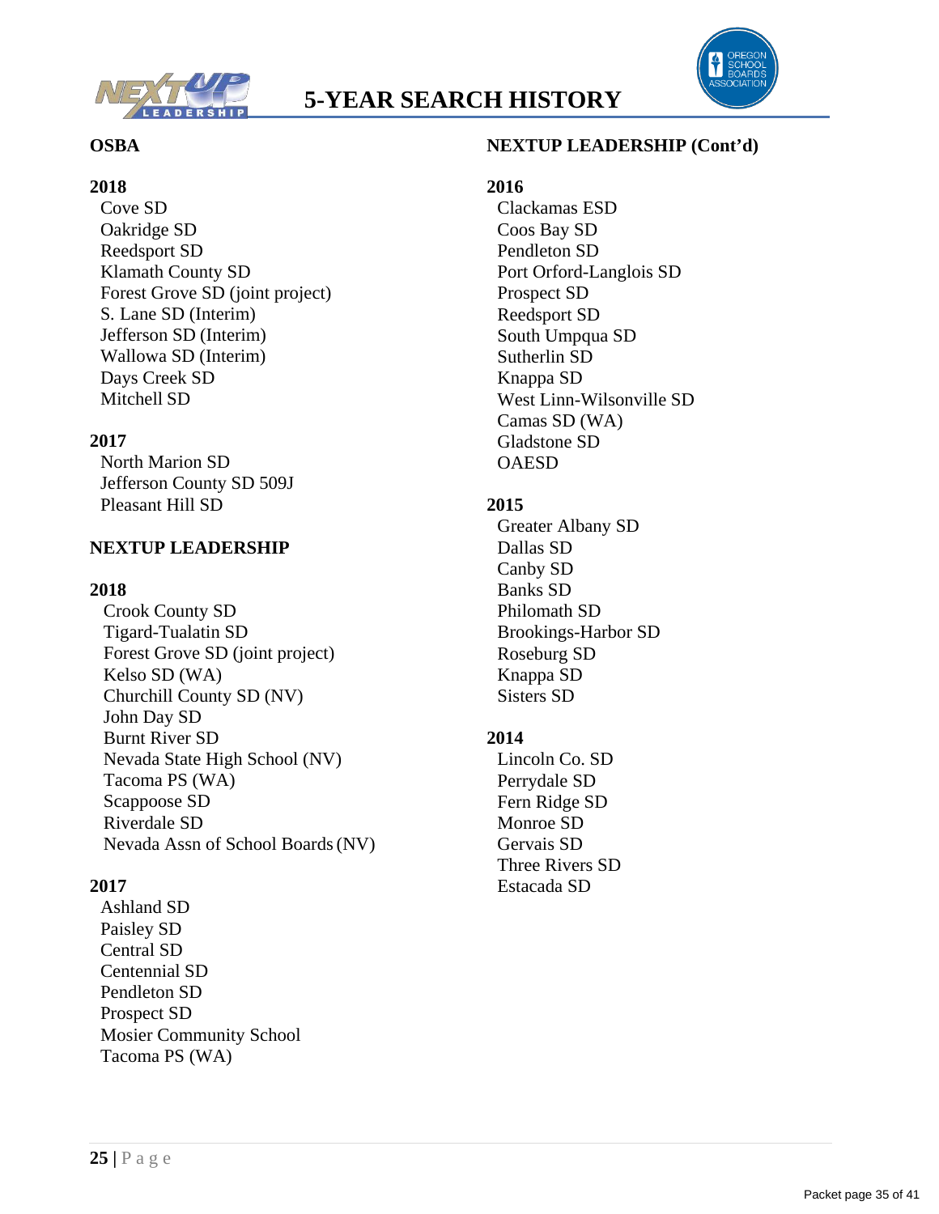# 5-YEAR SEARCH HISTORY

## OSBA

**2018**

- Cove SD
- Oakridge SD
- Reedsport SD
- Klamath County SD
- Forest Grove SD (joint project)
- S. Lane SD (Interim)
- Jefferson SD (Interim)
- Wallowa SD (Interim)
- Days Creek SD
- Mitchell SD

**2017**

- North Marion SD
- Jefferson County SD 509J
- Pleasant Hill SD

## NEXTUP LEADERSHIP

**2018**

- Crook County SD
- Tigard-Tualatin SD
- Forest Grove SD (joint project)
- Kelso SD (WA)
- Churchill County SD (NV)
- John Day SD
- Burnt River SD
- Nevada State High School (NV)
- Tacoma PS (WA)
- Scappoose SD
- Riverdale SD
- Nevada Assn of School Boards (NV)

**2017**

- Ashland SD
- Paisley SD
- Central SD
- Centennial SD
- Pendleton SD
- Prospect SD
- Mosier Community School
- Tacoma PS (WA)

## NEXTUP LEADERSHIP (Cont'd)

**2016**

- Clackamas ESD
- Coos Bay SD
- Pendleton SD
- Port Orford-Langlois SD
- Prospect SD
- Reedsport SD
- South Umpqua SD
- Sutherlin SD
- Knappa SD
- West Linn-Wilsonville SD
- Camas SD (WA)
- Gladstone SD
- OAESD

**2015**

- Greater Albany SD
- Dallas SD
- Canby SD
- Banks SD
- Philomath SD
- Brookings-Harbor SD
- Roseburg SD
- Knappa SD
- Sisters SD

**2014**

- Lincoln Co. SD
- Perrydale SD
- Fern Ridge SD
- Monroe SD
- Gervais SD
- Three Rivers SD
- Estacada SD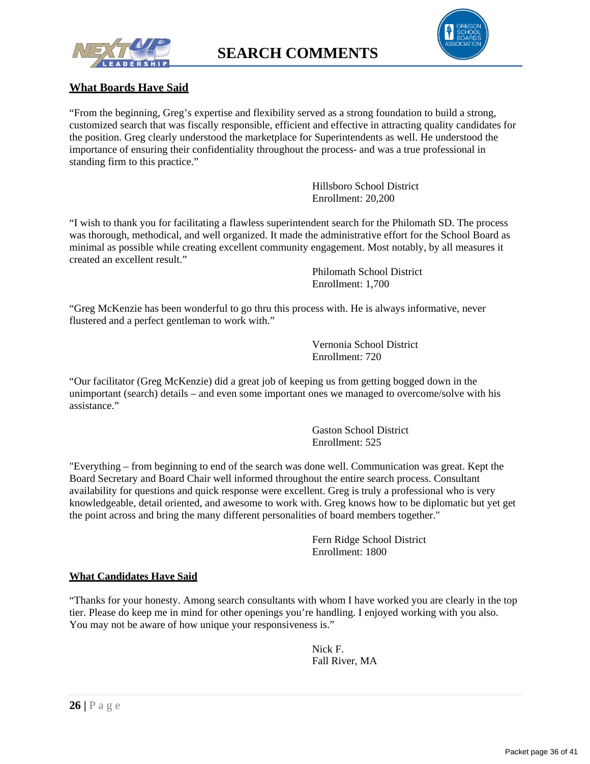# SEARCH COMMENTS

## What Boards Have Said

"From the beginning, Greg's expertise and flexibility served as a strong foundation to build a strong, customized search that was fiscally responsible, efficient and effective in attracting quality candidates for the position. Greg clearly understood the marketplace for Superintendents as well. He understood the importance of ensuring their confidentiality throughout the process- and was a true professional in standing firm to this practice."

Hillsboro School District
Enrollment: 20,200

"I wish to thank you for facilitating a flawless superintendent search for the Philomath SD. The process was thorough, methodical, and well organized. It made the administrative effort for the School Board as minimal as possible while creating excellent community engagement. Most notably, by all measures it created an excellent result."

Philomath School District
Enrollment: 1,700

"Greg McKenzie has been wonderful to go thru this process with. He is always informative, never flustered and a perfect gentleman to work with."

Vernonia School District
Enrollment: 720

"Our facilitator (Greg McKenzie) did a great job of keeping us from getting bogged down in the unimportant (search) details – and even some important ones we managed to overcome/solve with his assistance."

Gaston School District
Enrollment: 525

"Everything – from beginning to end of the search was done well. Communication was great. Kept the Board Secretary and Board Chair well informed throughout the entire search process. Consultant availability for questions and quick response were excellent. Greg is truly a professional who is very knowledgeable, detail oriented, and awesome to work with. Greg knows how to be diplomatic but yet get the point across and bring the many different personalities of board members together."

Fern Ridge School District
Enrollment: 1800

## What Candidates Have Said

"Thanks for your honesty. Among search consultants with whom I have worked you are clearly in the top tier. Please do keep me in mind for other openings you're handling. I enjoyed working with you also. You may not be aware of how unique your responsiveness is."

Nick F.
Fall River, MA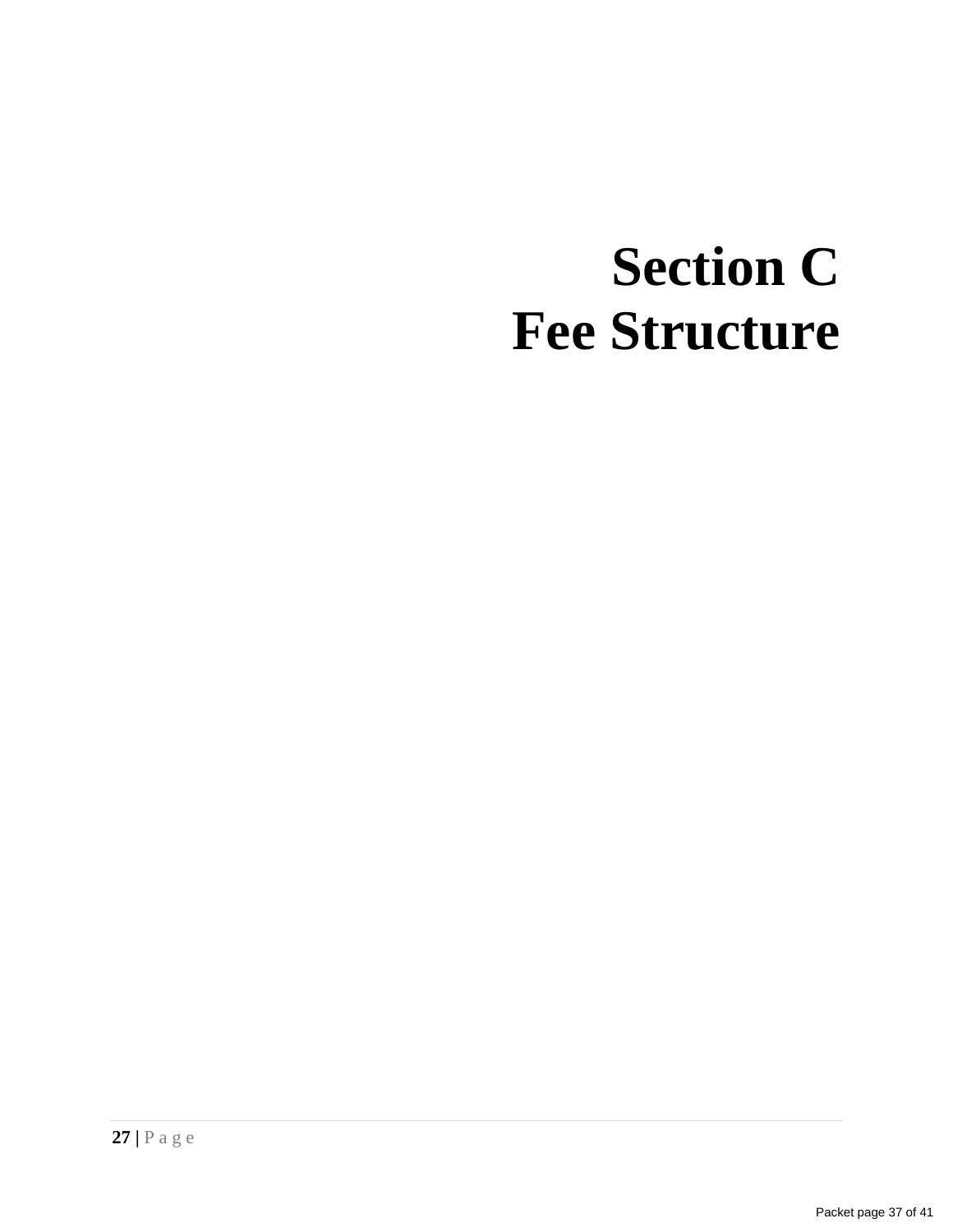# Section C
# Fee Structure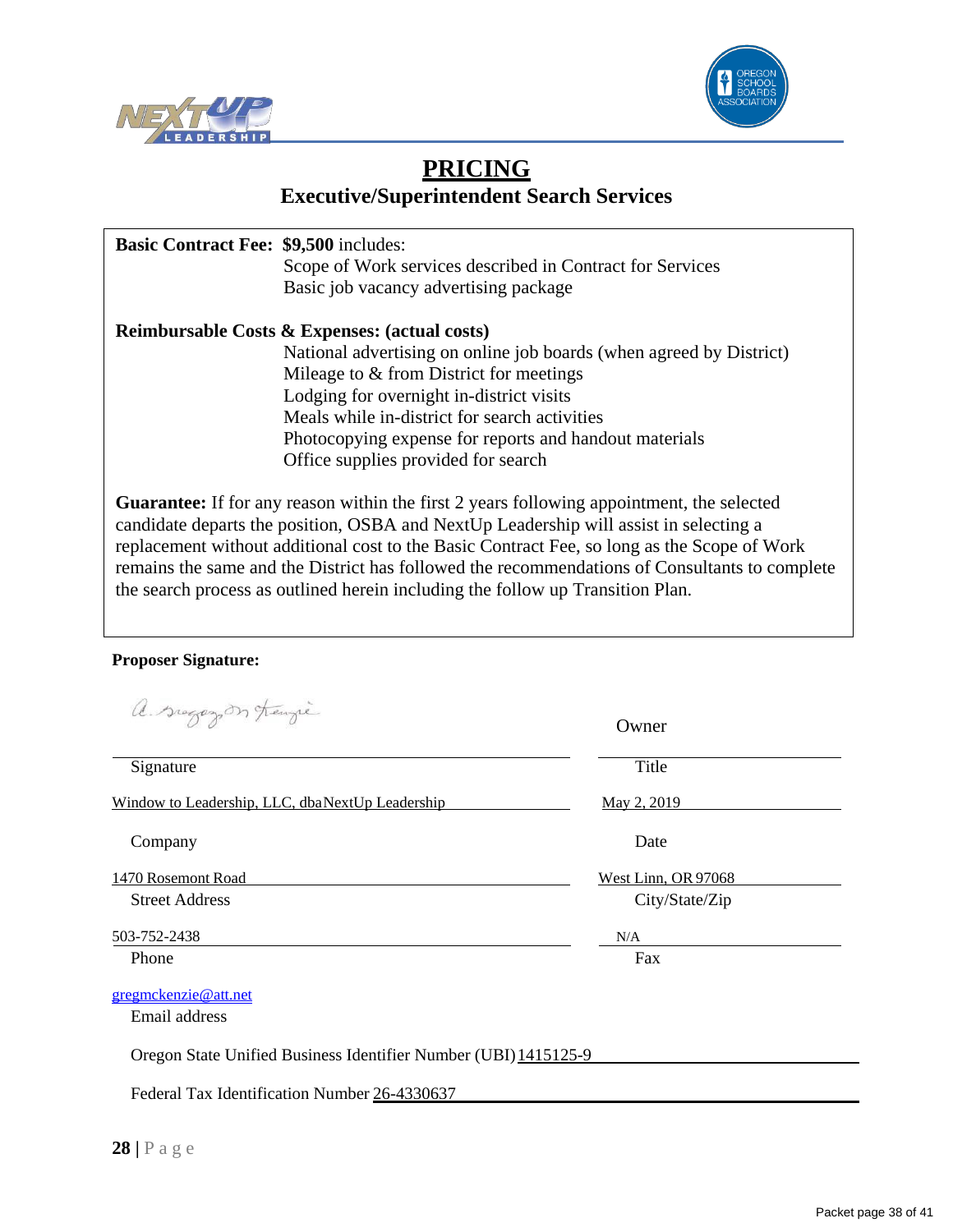# PRICING

## Executive/Superintendent Search Services

**Basic Contract Fee:** **$9,500** includes:
- Scope of Work services described in Contract for Services
- Basic job vacancy advertising package

**Reimbursable Costs & Expenses: (actual costs)**
- National advertising on online job boards (when agreed by District)
- Mileage to & from District for meetings
- Lodging for overnight in-district visits
- Meals while in-district for search activities
- Photocopying expense for reports and handout materials
- Office supplies provided for search

**Guarantee:** If for any reason within the first 2 years following appointment, the selected candidate departs the position, OSBA and NextUp Leadership will assist in selecting a replacement without additional cost to the Basic Contract Fee, so long as the Scope of Work remains the same and the District has followed the recommendations of Consultants to complete the search process as outlined herein including the follow up Transition Plan.

**Proposer Signature:**

| | |
|---|---|
| A. Gregory McKenzie | Owner |
| Signature | Title |
| Window to Leadership, LLC, dba NextUp Leadership | May 2, 2019 |
| Company | Date |
| 1470 Rosemont Road | West Linn, OR 97068 |
| Street Address | City/State/Zip |
| 503-752-2438 | N/A |
| Phone | Fax |
| gregmckenzie@att.net | |
| Email address | |

Oregon State Unified Business Identifier Number (UBI) 1415125-9

Federal Tax Identification Number 26-4330637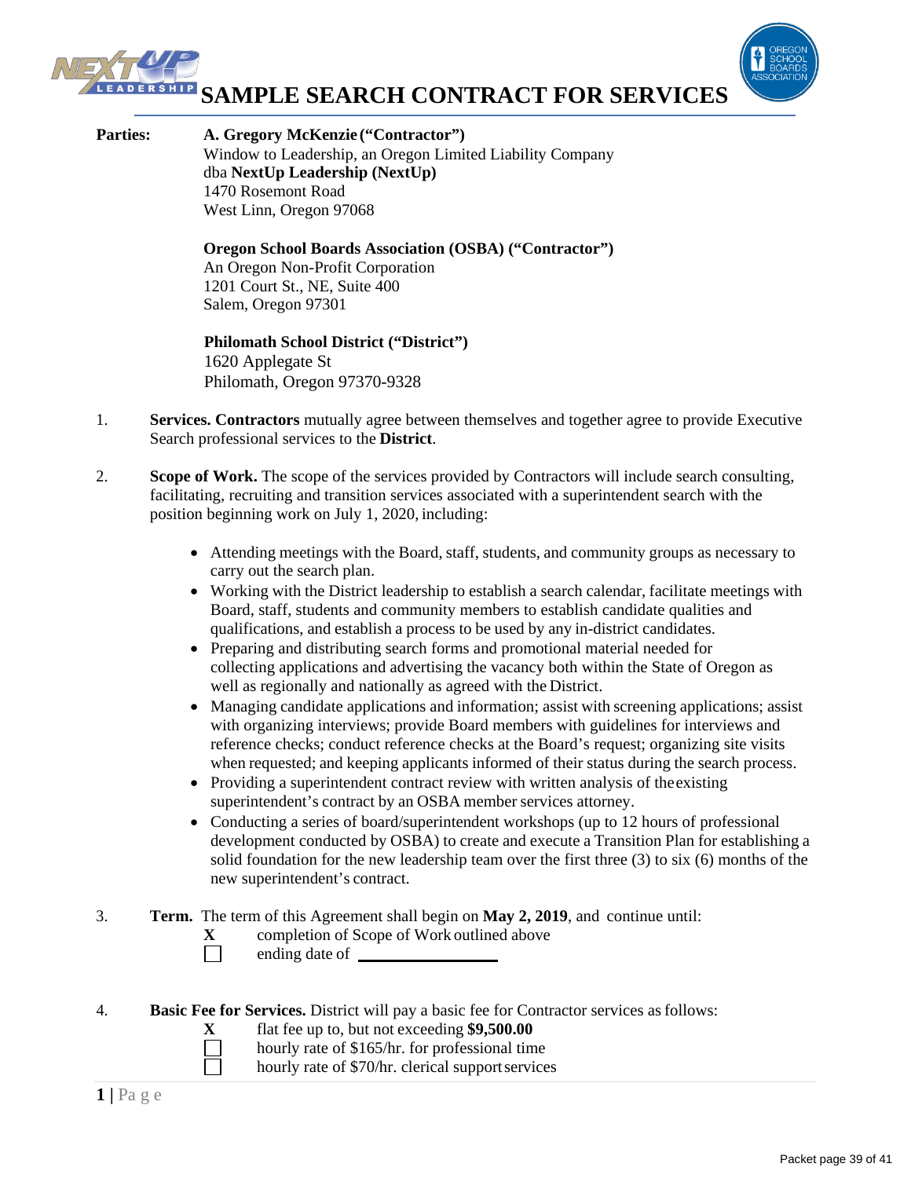# SAMPLE SEARCH CONTRACT FOR SERVICES

**Parties:**

**A. Gregory McKenzie ("Contractor")**
Window to Leadership, an Oregon Limited Liability Company
dba **NextUp Leadership (NextUp)**
1470 Rosemont Road
West Linn, Oregon 97068

**Oregon School Boards Association (OSBA) ("Contractor")**
An Oregon Non-Profit Corporation
1201 Court St., NE, Suite 400
Salem, Oregon 97301

**Philomath School District ("District")**
1620 Applegate St
Philomath, Oregon 97370-9328

1. **Services. Contractors** mutually agree between themselves and together agree to provide Executive Search professional services to the **District**.

2. **Scope of Work.** The scope of the services provided by Contractors will include search consulting, facilitating, recruiting and transition services associated with a superintendent search with the position beginning work on July 1, 2020, including:

   - Attending meetings with the Board, staff, students, and community groups as necessary to carry out the search plan.
   - Working with the District leadership to establish a search calendar, facilitate meetings with Board, staff, students and community members to establish candidate qualities and qualifications, and establish a process to be used by any in-district candidates.
   - Preparing and distributing search forms and promotional material needed for collecting applications and advertising the vacancy both within the State of Oregon as well as regionally and nationally as agreed with the District.
   - Managing candidate applications and information; assist with screening applications; assist with organizing interviews; provide Board members with guidelines for interviews and reference checks; conduct reference checks at the Board's request; organizing site visits when requested; and keeping applicants informed of their status during the search process.
   - Providing a superintendent contract review with written analysis of the existing superintendent's contract by an OSBA member services attorney.
   - Conducting a series of board/superintendent workshops (up to 12 hours of professional development conducted by OSBA) to create and execute a Transition Plan for establishing a solid foundation for the new leadership team over the first three (3) to six (6) months of the new superintendent's contract.

3. **Term.** The term of this Agreement shall begin on **May 2, 2019**, and continue until:
   - **X** completion of Scope of Work outlined above
   - ☐ ending date of \_\_\_\_\_\_\_\_\_\_\_\_\_\_\_\_

4. **Basic Fee for Services.** District will pay a basic fee for Contractor services as follows:
   - **X** flat fee up to, but not exceeding **$9,500.00**
   - ☐ hourly rate of $165/hr. for professional time
   - ☐ hourly rate of $70/hr. clerical support services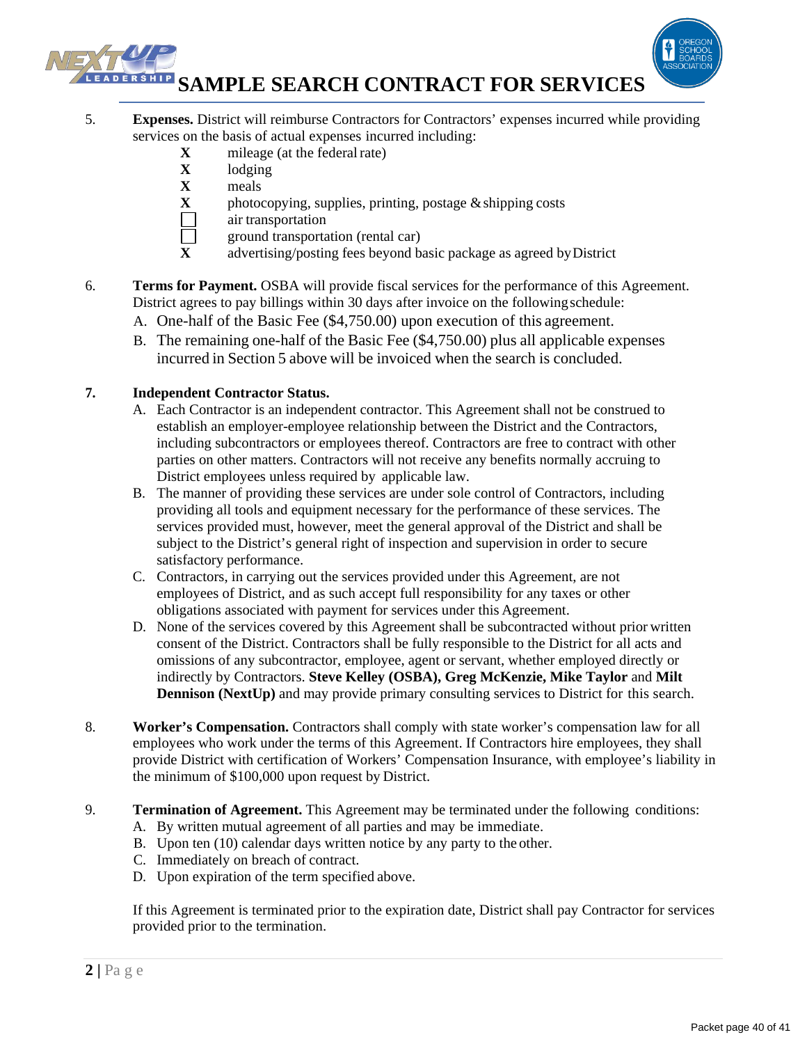# SAMPLE SEARCH CONTRACT FOR SERVICES

5. **Expenses.** District will reimburse Contractors for Contractors' expenses incurred while providing services on the basis of actual expenses incurred including:
   - **X** mileage (at the federal rate)
   - **X** lodging
   - **X** meals
   - **X** photocopying, supplies, printing, postage & shipping costs
   - ☐ air transportation
   - ☐ ground transportation (rental car)
   - **X** advertising/posting fees beyond basic package as agreed by District

6. **Terms for Payment.** OSBA will provide fiscal services for the performance of this Agreement. District agrees to pay billings within 30 days after invoice on the following schedule:
   A. One-half of the Basic Fee ($4,750.00) upon execution of this agreement.
   B. The remaining one-half of the Basic Fee ($4,750.00) plus all applicable expenses incurred in Section 5 above will be invoiced when the search is concluded.

**7. Independent Contractor Status.**
   A. Each Contractor is an independent contractor. This Agreement shall not be construed to establish an employer-employee relationship between the District and the Contractors, including subcontractors or employees thereof. Contractors are free to contract with other parties on other matters. Contractors will not receive any benefits normally accruing to District employees unless required by applicable law.
   B. The manner of providing these services are under sole control of Contractors, including providing all tools and equipment necessary for the performance of these services. The services provided must, however, meet the general approval of the District and shall be subject to the District's general right of inspection and supervision in order to secure satisfactory performance.
   C. Contractors, in carrying out the services provided under this Agreement, are not employees of District, and as such accept full responsibility for any taxes or other obligations associated with payment for services under this Agreement.
   D. None of the services covered by this Agreement shall be subcontracted without prior written consent of the District. Contractors shall be fully responsible to the District for all acts and omissions of any subcontractor, employee, agent or servant, whether employed directly or indirectly by Contractors. **Steve Kelley (OSBA), Greg McKenzie, Mike Taylor** and **Milt Dennison (NextUp)** and may provide primary consulting services to District for this search.

8. **Worker's Compensation.** Contractors shall comply with state worker's compensation law for all employees who work under the terms of this Agreement. If Contractors hire employees, they shall provide District with certification of Workers' Compensation Insurance, with employee's liability in the minimum of $100,000 upon request by District.

9. **Termination of Agreement.** This Agreement may be terminated under the following conditions:
   A. By written mutual agreement of all parties and may be immediate.
   B. Upon ten (10) calendar days written notice by any party to the other.
   C. Immediately on breach of contract.
   D. Upon expiration of the term specified above.

   If this Agreement is terminated prior to the expiration date, District shall pay Contractor for services provided prior to the termination.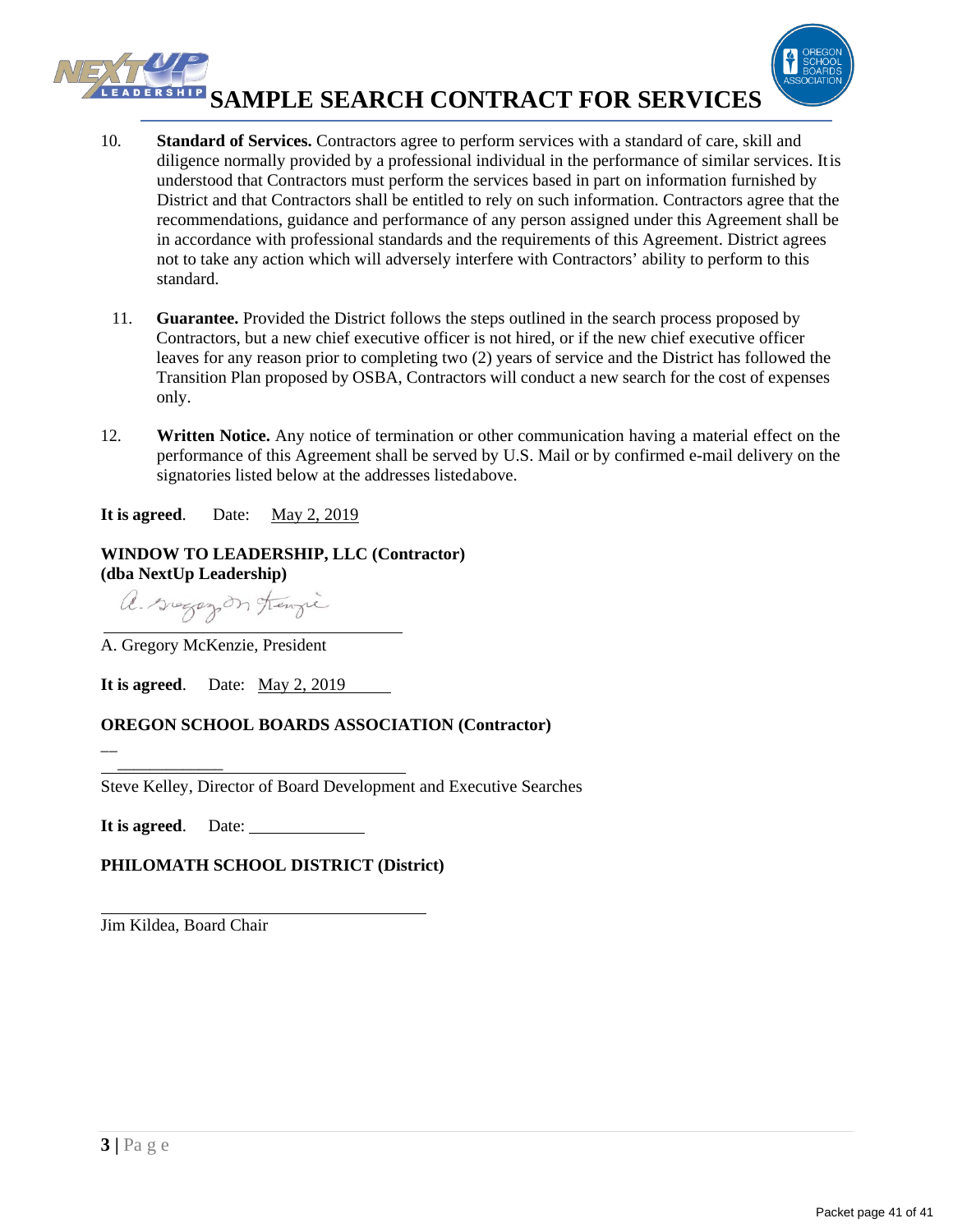# SAMPLE SEARCH CONTRACT FOR SERVICES

10. **Standard of Services.** Contractors agree to perform services with a standard of care, skill and diligence normally provided by a professional individual in the performance of similar services. It is understood that Contractors must perform the services based in part on information furnished by District and that Contractors shall be entitled to rely on such information. Contractors agree that the recommendations, guidance and performance of any person assigned under this Agreement shall be in accordance with professional standards and the requirements of this Agreement. District agrees not to take any action which will adversely interfere with Contractors' ability to perform to this standard.

11. **Guarantee.** Provided the District follows the steps outlined in the search process proposed by Contractors, but a new chief executive officer is not hired, or if the new chief executive officer leaves for any reason prior to completing two (2) years of service and the District has followed the Transition Plan proposed by OSBA, Contractors will conduct a new search for the cost of expenses only.

12. **Written Notice.** Any notice of termination or other communication having a material effect on the performance of this Agreement shall be served by U.S. Mail or by confirmed e-mail delivery on the signatories listed below at the addresses listed above.

**It is agreed**. Date: May 2, 2019

**WINDOW TO LEADERSHIP, LLC (Contractor)**
**(dba NextUp Leadership)**

A. Gregory McKenzie

______________________________

A. Gregory McKenzie, President

**It is agreed**. Date: May 2, 2019

**OREGON SCHOOL BOARDS ASSOCIATION (Contractor)**

______________________________

Steve Kelley, Director of Board Development and Executive Searches

**It is agreed**. Date: ____________

**PHILOMATH SCHOOL DISTRICT (District)**

______________________________

Jim Kildea, Board Chair